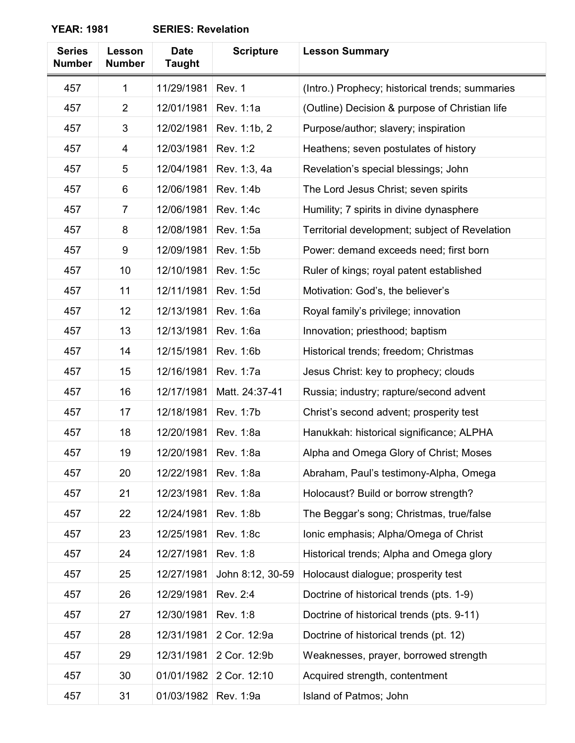**YEAR: 1981 SERIES: Revelation**

| Series Number | Lesson Number | Date Taught | Scripture | Lesson Summary |
|---|---|---|---|---|
| 457 | 1 | 11/29/1981 | Rev. 1 | (Intro.) Prophecy; historical trends; summaries |
| 457 | 2 | 12/01/1981 | Rev. 1:1a | (Outline) Decision & purpose of Christian life |
| 457 | 3 | 12/02/1981 | Rev. 1:1b, 2 | Purpose/author; slavery; inspiration |
| 457 | 4 | 12/03/1981 | Rev. 1:2 | Heathens; seven postulates of history |
| 457 | 5 | 12/04/1981 | Rev. 1:3, 4a | Revelation's special blessings; John |
| 457 | 6 | 12/06/1981 | Rev. 1:4b | The Lord Jesus Christ; seven spirits |
| 457 | 7 | 12/06/1981 | Rev. 1:4c | Humility; 7 spirits in divine dynasphere |
| 457 | 8 | 12/08/1981 | Rev. 1:5a | Territorial development; subject of Revelation |
| 457 | 9 | 12/09/1981 | Rev. 1:5b | Power: demand exceeds need; first born |
| 457 | 10 | 12/10/1981 | Rev. 1:5c | Ruler of kings; royal patent established |
| 457 | 11 | 12/11/1981 | Rev. 1:5d | Motivation: God's, the believer's |
| 457 | 12 | 12/13/1981 | Rev. 1:6a | Royal family's privilege; innovation |
| 457 | 13 | 12/13/1981 | Rev. 1:6a | Innovation; priesthood; baptism |
| 457 | 14 | 12/15/1981 | Rev. 1:6b | Historical trends; freedom; Christmas |
| 457 | 15 | 12/16/1981 | Rev. 1:7a | Jesus Christ: key to prophecy; clouds |
| 457 | 16 | 12/17/1981 | Matt. 24:37-41 | Russia; industry; rapture/second advent |
| 457 | 17 | 12/18/1981 | Rev. 1:7b | Christ's second advent; prosperity test |
| 457 | 18 | 12/20/1981 | Rev. 1:8a | Hanukkah: historical significance; ALPHA |
| 457 | 19 | 12/20/1981 | Rev. 1:8a | Alpha and Omega Glory of Christ; Moses |
| 457 | 20 | 12/22/1981 | Rev. 1:8a | Abraham, Paul's testimony-Alpha, Omega |
| 457 | 21 | 12/23/1981 | Rev. 1:8a | Holocaust? Build or borrow strength? |
| 457 | 22 | 12/24/1981 | Rev. 1:8b | The Beggar's song; Christmas, true/false |
| 457 | 23 | 12/25/1981 | Rev. 1:8c | Ionic emphasis; Alpha/Omega of Christ |
| 457 | 24 | 12/27/1981 | Rev. 1:8 | Historical trends; Alpha and Omega glory |
| 457 | 25 | 12/27/1981 | John 8:12, 30-59 | Holocaust dialogue; prosperity test |
| 457 | 26 | 12/29/1981 | Rev. 2:4 | Doctrine of historical trends (pts. 1-9) |
| 457 | 27 | 12/30/1981 | Rev. 1:8 | Doctrine of historical trends (pts. 9-11) |
| 457 | 28 | 12/31/1981 | 2 Cor. 12:9a | Doctrine of historical trends (pt. 12) |
| 457 | 29 | 12/31/1981 | 2 Cor. 12:9b | Weaknesses, prayer, borrowed strength |
| 457 | 30 | 01/01/1982 | 2 Cor. 12:10 | Acquired strength, contentment |
| 457 | 31 | 01/03/1982 | Rev. 1:9a | Island of Patmos; John |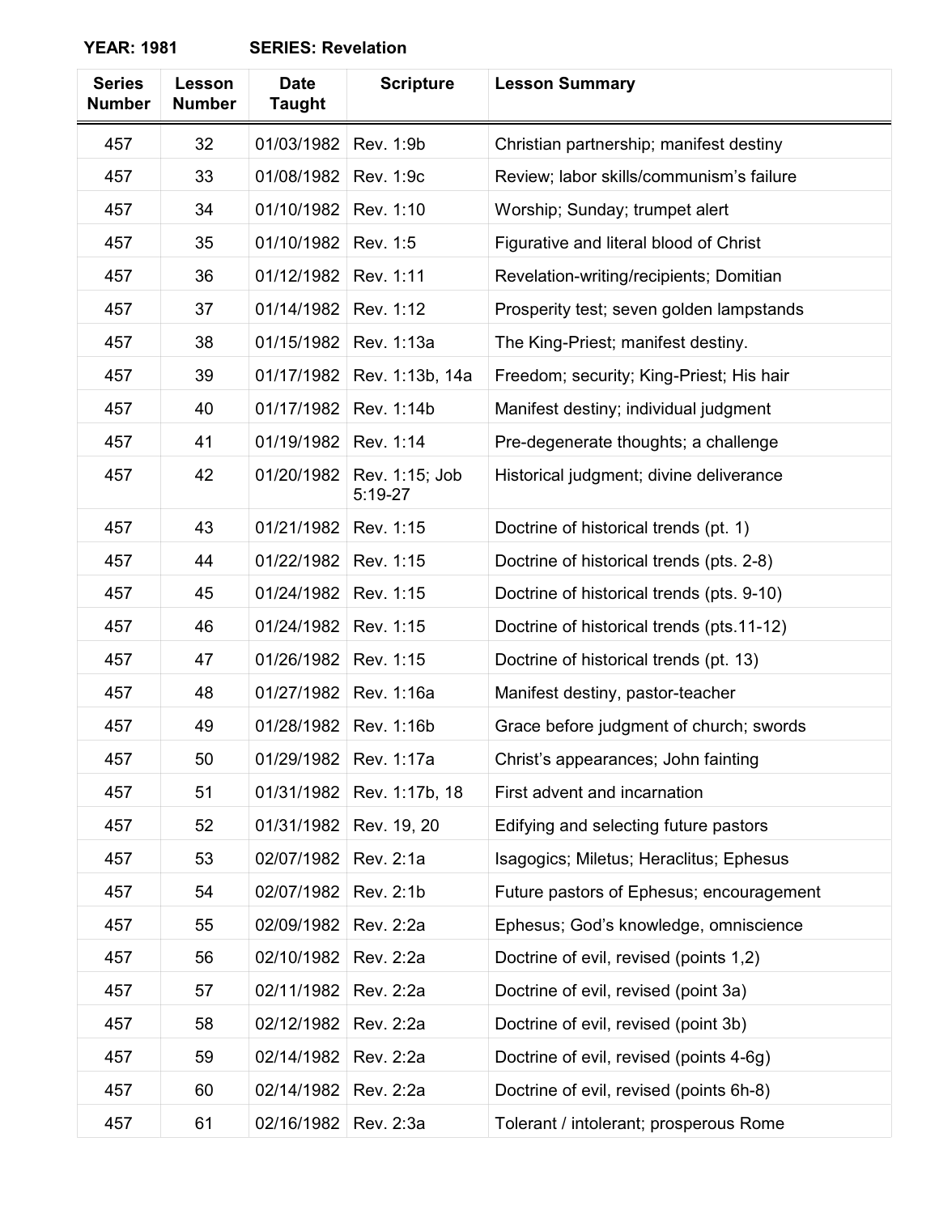**YEAR: 1981 SERIES: Revelation**

| Series Number | Lesson Number | Date Taught | Scripture | Lesson Summary |
|---|---|---|---|---|
| 457 | 32 | 01/03/1982 | Rev. 1:9b | Christian partnership; manifest destiny |
| 457 | 33 | 01/08/1982 | Rev. 1:9c | Review; labor skills/communism's failure |
| 457 | 34 | 01/10/1982 | Rev. 1:10 | Worship; Sunday; trumpet alert |
| 457 | 35 | 01/10/1982 | Rev. 1:5 | Figurative and literal blood of Christ |
| 457 | 36 | 01/12/1982 | Rev. 1:11 | Revelation-writing/recipients; Domitian |
| 457 | 37 | 01/14/1982 | Rev. 1:12 | Prosperity test; seven golden lampstands |
| 457 | 38 | 01/15/1982 | Rev. 1:13a | The King-Priest; manifest destiny. |
| 457 | 39 | 01/17/1982 | Rev. 1:13b, 14a | Freedom; security; King-Priest; His hair |
| 457 | 40 | 01/17/1982 | Rev. 1:14b | Manifest destiny; individual judgment |
| 457 | 41 | 01/19/1982 | Rev. 1:14 | Pre-degenerate thoughts; a challenge |
| 457 | 42 | 01/20/1982 | Rev. 1:15; Job 5:19-27 | Historical judgment; divine deliverance |
| 457 | 43 | 01/21/1982 | Rev. 1:15 | Doctrine of historical trends (pt. 1) |
| 457 | 44 | 01/22/1982 | Rev. 1:15 | Doctrine of historical trends (pts. 2-8) |
| 457 | 45 | 01/24/1982 | Rev. 1:15 | Doctrine of historical trends (pts. 9-10) |
| 457 | 46 | 01/24/1982 | Rev. 1:15 | Doctrine of historical trends (pts.11-12) |
| 457 | 47 | 01/26/1982 | Rev. 1:15 | Doctrine of historical trends (pt. 13) |
| 457 | 48 | 01/27/1982 | Rev. 1:16a | Manifest destiny, pastor-teacher |
| 457 | 49 | 01/28/1982 | Rev. 1:16b | Grace before judgment of church; swords |
| 457 | 50 | 01/29/1982 | Rev. 1:17a | Christ's appearances; John fainting |
| 457 | 51 | 01/31/1982 | Rev. 1:17b, 18 | First advent and incarnation |
| 457 | 52 | 01/31/1982 | Rev. 19, 20 | Edifying and selecting future pastors |
| 457 | 53 | 02/07/1982 | Rev. 2:1a | Isagogics; Miletus; Heraclitus; Ephesus |
| 457 | 54 | 02/07/1982 | Rev. 2:1b | Future pastors of Ephesus; encouragement |
| 457 | 55 | 02/09/1982 | Rev. 2:2a | Ephesus; God's knowledge, omniscience |
| 457 | 56 | 02/10/1982 | Rev. 2:2a | Doctrine of evil, revised (points 1,2) |
| 457 | 57 | 02/11/1982 | Rev. 2:2a | Doctrine of evil, revised (point 3a) |
| 457 | 58 | 02/12/1982 | Rev. 2:2a | Doctrine of evil, revised (point 3b) |
| 457 | 59 | 02/14/1982 | Rev. 2:2a | Doctrine of evil, revised (points 4-6g) |
| 457 | 60 | 02/14/1982 | Rev. 2:2a | Doctrine of evil, revised (points 6h-8) |
| 457 | 61 | 02/16/1982 | Rev. 2:3a | Tolerant / intolerant; prosperous Rome |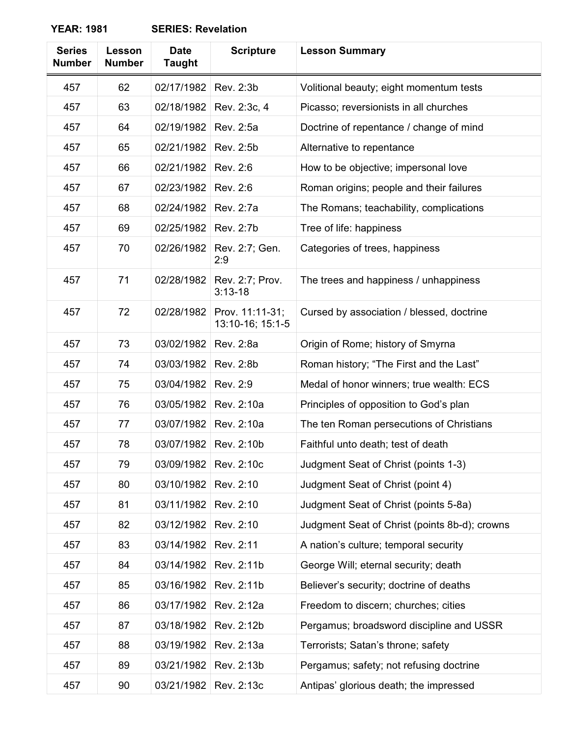**YEAR: 1981 SERIES: Revelation**

| Series Number | Lesson Number | Date Taught | Scripture | Lesson Summary |
|---|---|---|---|---|
| 457 | 62 | 02/17/1982 | Rev. 2:3b | Volitional beauty; eight momentum tests |
| 457 | 63 | 02/18/1982 | Rev. 2:3c, 4 | Picasso; reversionists in all churches |
| 457 | 64 | 02/19/1982 | Rev. 2:5a | Doctrine of repentance / change of mind |
| 457 | 65 | 02/21/1982 | Rev. 2:5b | Alternative to repentance |
| 457 | 66 | 02/21/1982 | Rev. 2:6 | How to be objective; impersonal love |
| 457 | 67 | 02/23/1982 | Rev. 2:6 | Roman origins; people and their failures |
| 457 | 68 | 02/24/1982 | Rev. 2:7a | The Romans; teachability, complications |
| 457 | 69 | 02/25/1982 | Rev. 2:7b | Tree of life: happiness |
| 457 | 70 | 02/26/1982 | Rev. 2:7; Gen. 2:9 | Categories of trees, happiness |
| 457 | 71 | 02/28/1982 | Rev. 2:7; Prov. 3:13-18 | The trees and happiness / unhappiness |
| 457 | 72 | 02/28/1982 | Prov. 11:11-31; 13:10-16; 15:1-5 | Cursed by association / blessed, doctrine |
| 457 | 73 | 03/02/1982 | Rev. 2:8a | Origin of Rome; history of Smyrna |
| 457 | 74 | 03/03/1982 | Rev. 2:8b | Roman history; “The First and the Last” |
| 457 | 75 | 03/04/1982 | Rev. 2:9 | Medal of honor winners; true wealth: ECS |
| 457 | 76 | 03/05/1982 | Rev. 2:10a | Principles of opposition to God’s plan |
| 457 | 77 | 03/07/1982 | Rev. 2:10a | The ten Roman persecutions of Christians |
| 457 | 78 | 03/07/1982 | Rev. 2:10b | Faithful unto death; test of death |
| 457 | 79 | 03/09/1982 | Rev. 2:10c | Judgment Seat of Christ (points 1-3) |
| 457 | 80 | 03/10/1982 | Rev. 2:10 | Judgment Seat of Christ (point 4) |
| 457 | 81 | 03/11/1982 | Rev. 2:10 | Judgment Seat of Christ (points 5-8a) |
| 457 | 82 | 03/12/1982 | Rev. 2:10 | Judgment Seat of Christ (points 8b-d); crowns |
| 457 | 83 | 03/14/1982 | Rev. 2:11 | A nation’s culture; temporal security |
| 457 | 84 | 03/14/1982 | Rev. 2:11b | George Will; eternal security; death |
| 457 | 85 | 03/16/1982 | Rev. 2:11b | Believer’s security; doctrine of deaths |
| 457 | 86 | 03/17/1982 | Rev. 2:12a | Freedom to discern; churches; cities |
| 457 | 87 | 03/18/1982 | Rev. 2:12b | Pergamus; broadsword discipline and USSR |
| 457 | 88 | 03/19/1982 | Rev. 2:13a | Terrorists; Satan’s throne; safety |
| 457 | 89 | 03/21/1982 | Rev. 2:13b | Pergamus; safety; not refusing doctrine |
| 457 | 90 | 03/21/1982 | Rev. 2:13c | Antipas’ glorious death; the impressed |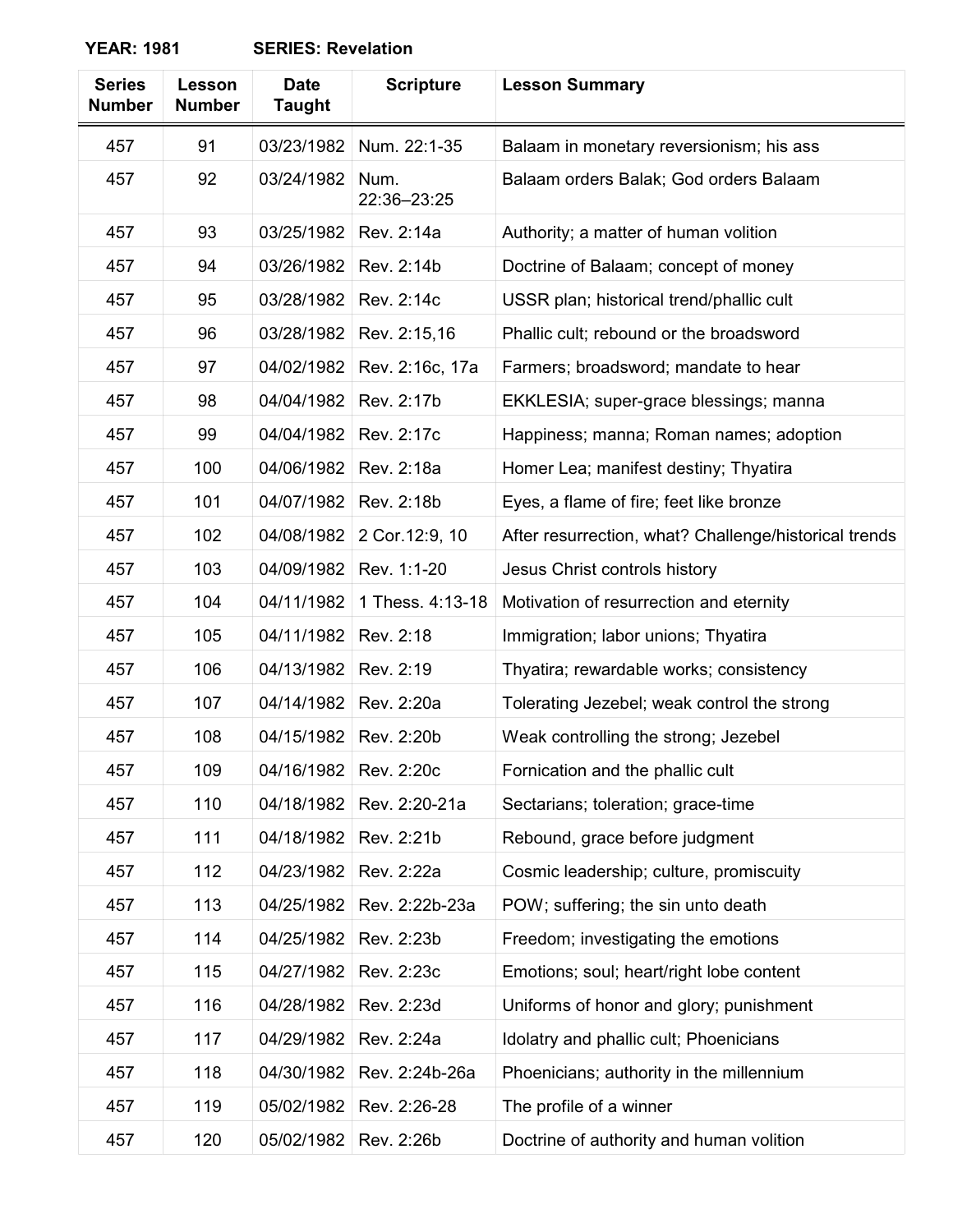**YEAR: 1981** **SERIES: Revelation**

| Series Number | Lesson Number | Date Taught | Scripture | Lesson Summary |
|---|---|---|---|---|
| 457 | 91 | 03/23/1982 | Num. 22:1-35 | Balaam in monetary reversionism; his ass |
| 457 | 92 | 03/24/1982 | Num. 22:36–23:25 | Balaam orders Balak; God orders Balaam |
| 457 | 93 | 03/25/1982 | Rev. 2:14a | Authority; a matter of human volition |
| 457 | 94 | 03/26/1982 | Rev. 2:14b | Doctrine of Balaam; concept of money |
| 457 | 95 | 03/28/1982 | Rev. 2:14c | USSR plan; historical trend/phallic cult |
| 457 | 96 | 03/28/1982 | Rev. 2:15,16 | Phallic cult; rebound or the broadsword |
| 457 | 97 | 04/02/1982 | Rev. 2:16c, 17a | Farmers; broadsword; mandate to hear |
| 457 | 98 | 04/04/1982 | Rev. 2:17b | EKKLESIA; super-grace blessings; manna |
| 457 | 99 | 04/04/1982 | Rev. 2:17c | Happiness; manna; Roman names; adoption |
| 457 | 100 | 04/06/1982 | Rev. 2:18a | Homer Lea; manifest destiny; Thyatira |
| 457 | 101 | 04/07/1982 | Rev. 2:18b | Eyes, a flame of fire; feet like bronze |
| 457 | 102 | 04/08/1982 | 2 Cor.12:9, 10 | After resurrection, what? Challenge/historical trends |
| 457 | 103 | 04/09/1982 | Rev. 1:1-20 | Jesus Christ controls history |
| 457 | 104 | 04/11/1982 | 1 Thess. 4:13-18 | Motivation of resurrection and eternity |
| 457 | 105 | 04/11/1982 | Rev. 2:18 | Immigration; labor unions; Thyatira |
| 457 | 106 | 04/13/1982 | Rev. 2:19 | Thyatira; rewardable works; consistency |
| 457 | 107 | 04/14/1982 | Rev. 2:20a | Tolerating Jezebel; weak control the strong |
| 457 | 108 | 04/15/1982 | Rev. 2:20b | Weak controlling the strong; Jezebel |
| 457 | 109 | 04/16/1982 | Rev. 2:20c | Fornication and the phallic cult |
| 457 | 110 | 04/18/1982 | Rev. 2:20-21a | Sectarians; toleration; grace-time |
| 457 | 111 | 04/18/1982 | Rev. 2:21b | Rebound, grace before judgment |
| 457 | 112 | 04/23/1982 | Rev. 2:22a | Cosmic leadership; culture, promiscuity |
| 457 | 113 | 04/25/1982 | Rev. 2:22b-23a | POW; suffering; the sin unto death |
| 457 | 114 | 04/25/1982 | Rev. 2:23b | Freedom; investigating the emotions |
| 457 | 115 | 04/27/1982 | Rev. 2:23c | Emotions; soul; heart/right lobe content |
| 457 | 116 | 04/28/1982 | Rev. 2:23d | Uniforms of honor and glory; punishment |
| 457 | 117 | 04/29/1982 | Rev. 2:24a | Idolatry and phallic cult; Phoenicians |
| 457 | 118 | 04/30/1982 | Rev. 2:24b-26a | Phoenicians; authority in the millennium |
| 457 | 119 | 05/02/1982 | Rev. 2:26-28 | The profile of a winner |
| 457 | 120 | 05/02/1982 | Rev. 2:26b | Doctrine of authority and human volition |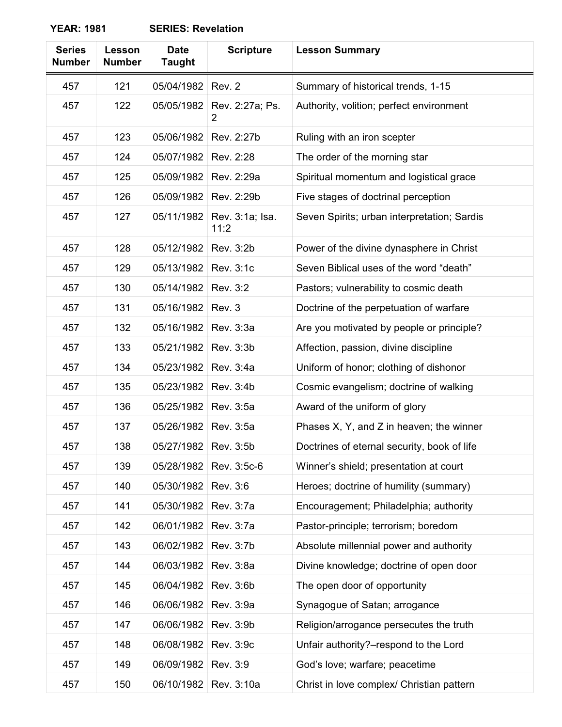**YEAR: 1981** **SERIES: Revelation**

| Series Number | Lesson Number | Date Taught | Scripture | Lesson Summary |
|---|---|---|---|---|
| 457 | 121 | 05/04/1982 | Rev. 2 | Summary of historical trends, 1-15 |
| 457 | 122 | 05/05/1982 | Rev. 2:27a; Ps. 2 | Authority, volition; perfect environment |
| 457 | 123 | 05/06/1982 | Rev. 2:27b | Ruling with an iron scepter |
| 457 | 124 | 05/07/1982 | Rev. 2:28 | The order of the morning star |
| 457 | 125 | 05/09/1982 | Rev. 2:29a | Spiritual momentum and logistical grace |
| 457 | 126 | 05/09/1982 | Rev. 2:29b | Five stages of doctrinal perception |
| 457 | 127 | 05/11/1982 | Rev. 3:1a; Isa. 11:2 | Seven Spirits; urban interpretation; Sardis |
| 457 | 128 | 05/12/1982 | Rev. 3:2b | Power of the divine dynasphere in Christ |
| 457 | 129 | 05/13/1982 | Rev. 3:1c | Seven Biblical uses of the word “death” |
| 457 | 130 | 05/14/1982 | Rev. 3:2 | Pastors; vulnerability to cosmic death |
| 457 | 131 | 05/16/1982 | Rev. 3 | Doctrine of the perpetuation of warfare |
| 457 | 132 | 05/16/1982 | Rev. 3:3a | Are you motivated by people or principle? |
| 457 | 133 | 05/21/1982 | Rev. 3:3b | Affection, passion, divine discipline |
| 457 | 134 | 05/23/1982 | Rev. 3:4a | Uniform of honor; clothing of dishonor |
| 457 | 135 | 05/23/1982 | Rev. 3:4b | Cosmic evangelism; doctrine of walking |
| 457 | 136 | 05/25/1982 | Rev. 3:5a | Award of the uniform of glory |
| 457 | 137 | 05/26/1982 | Rev. 3:5a | Phases X, Y, and Z in heaven; the winner |
| 457 | 138 | 05/27/1982 | Rev. 3:5b | Doctrines of eternal security, book of life |
| 457 | 139 | 05/28/1982 | Rev. 3:5c-6 | Winner’s shield; presentation at court |
| 457 | 140 | 05/30/1982 | Rev. 3:6 | Heroes; doctrine of humility (summary) |
| 457 | 141 | 05/30/1982 | Rev. 3:7a | Encouragement; Philadelphia; authority |
| 457 | 142 | 06/01/1982 | Rev. 3:7a | Pastor-principle; terrorism; boredom |
| 457 | 143 | 06/02/1982 | Rev. 3:7b | Absolute millennial power and authority |
| 457 | 144 | 06/03/1982 | Rev. 3:8a | Divine knowledge; doctrine of open door |
| 457 | 145 | 06/04/1982 | Rev. 3:6b | The open door of opportunity |
| 457 | 146 | 06/06/1982 | Rev. 3:9a | Synagogue of Satan; arrogance |
| 457 | 147 | 06/06/1982 | Rev. 3:9b | Religion/arrogance persecutes the truth |
| 457 | 148 | 06/08/1982 | Rev. 3:9c | Unfair authority?–respond to the Lord |
| 457 | 149 | 06/09/1982 | Rev. 3:9 | God’s love; warfare; peacetime |
| 457 | 150 | 06/10/1982 | Rev. 3:10a | Christ in love complex/ Christian pattern |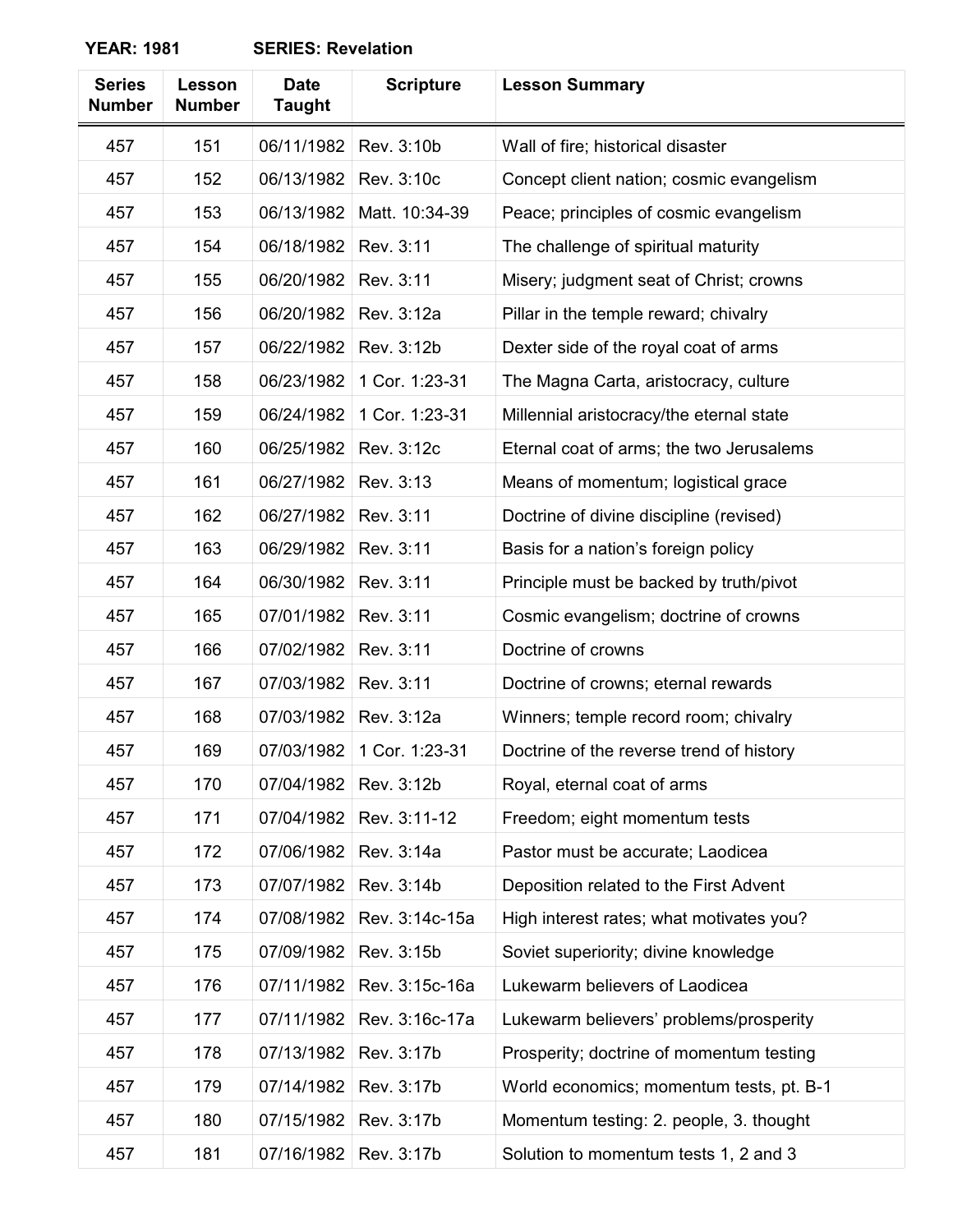**YEAR: 1981** **SERIES: Revelation**

| Series Number | Lesson Number | Date Taught | Scripture | Lesson Summary |
|---|---|---|---|---|
| 457 | 151 | 06/11/1982 | Rev. 3:10b | Wall of fire; historical disaster |
| 457 | 152 | 06/13/1982 | Rev. 3:10c | Concept client nation; cosmic evangelism |
| 457 | 153 | 06/13/1982 | Matt. 10:34-39 | Peace; principles of cosmic evangelism |
| 457 | 154 | 06/18/1982 | Rev. 3:11 | The challenge of spiritual maturity |
| 457 | 155 | 06/20/1982 | Rev. 3:11 | Misery; judgment seat of Christ; crowns |
| 457 | 156 | 06/20/1982 | Rev. 3:12a | Pillar in the temple reward; chivalry |
| 457 | 157 | 06/22/1982 | Rev. 3:12b | Dexter side of the royal coat of arms |
| 457 | 158 | 06/23/1982 | 1 Cor. 1:23-31 | The Magna Carta, aristocracy, culture |
| 457 | 159 | 06/24/1982 | 1 Cor. 1:23-31 | Millennial aristocracy/the eternal state |
| 457 | 160 | 06/25/1982 | Rev. 3:12c | Eternal coat of arms; the two Jerusalems |
| 457 | 161 | 06/27/1982 | Rev. 3:13 | Means of momentum; logistical grace |
| 457 | 162 | 06/27/1982 | Rev. 3:11 | Doctrine of divine discipline (revised) |
| 457 | 163 | 06/29/1982 | Rev. 3:11 | Basis for a nation's foreign policy |
| 457 | 164 | 06/30/1982 | Rev. 3:11 | Principle must be backed by truth/pivot |
| 457 | 165 | 07/01/1982 | Rev. 3:11 | Cosmic evangelism; doctrine of crowns |
| 457 | 166 | 07/02/1982 | Rev. 3:11 | Doctrine of crowns |
| 457 | 167 | 07/03/1982 | Rev. 3:11 | Doctrine of crowns; eternal rewards |
| 457 | 168 | 07/03/1982 | Rev. 3:12a | Winners; temple record room; chivalry |
| 457 | 169 | 07/03/1982 | 1 Cor. 1:23-31 | Doctrine of the reverse trend of history |
| 457 | 170 | 07/04/1982 | Rev. 3:12b | Royal, eternal coat of arms |
| 457 | 171 | 07/04/1982 | Rev. 3:11-12 | Freedom; eight momentum tests |
| 457 | 172 | 07/06/1982 | Rev. 3:14a | Pastor must be accurate; Laodicea |
| 457 | 173 | 07/07/1982 | Rev. 3:14b | Deposition related to the First Advent |
| 457 | 174 | 07/08/1982 | Rev. 3:14c-15a | High interest rates; what motivates you? |
| 457 | 175 | 07/09/1982 | Rev. 3:15b | Soviet superiority; divine knowledge |
| 457 | 176 | 07/11/1982 | Rev. 3:15c-16a | Lukewarm believers of Laodicea |
| 457 | 177 | 07/11/1982 | Rev. 3:16c-17a | Lukewarm believers' problems/prosperity |
| 457 | 178 | 07/13/1982 | Rev. 3:17b | Prosperity; doctrine of momentum testing |
| 457 | 179 | 07/14/1982 | Rev. 3:17b | World economics; momentum tests, pt. B-1 |
| 457 | 180 | 07/15/1982 | Rev. 3:17b | Momentum testing: 2. people, 3. thought |
| 457 | 181 | 07/16/1982 | Rev. 3:17b | Solution to momentum tests 1, 2 and 3 |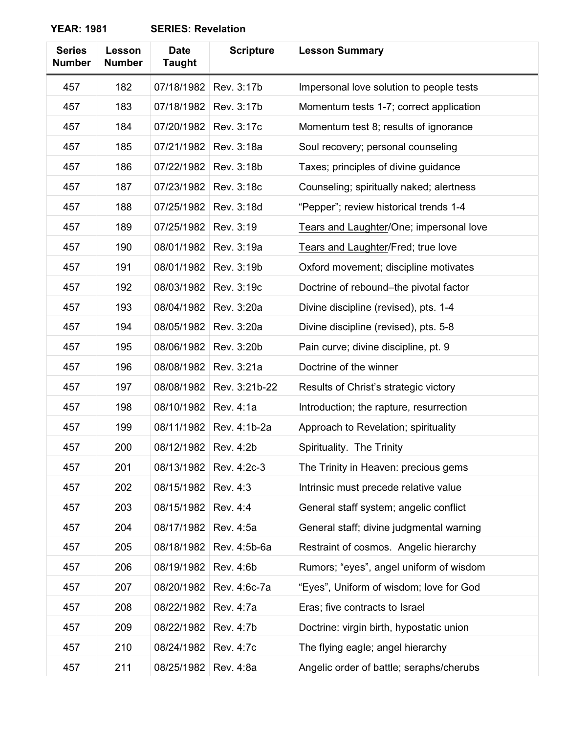**YEAR: 1981** **SERIES: Revelation**

| Series Number | Lesson Number | Date Taught | Scripture | Lesson Summary |
|---|---|---|---|---|
| 457 | 182 | 07/18/1982 | Rev. 3:17b | Impersonal love solution to people tests |
| 457 | 183 | 07/18/1982 | Rev. 3:17b | Momentum tests 1-7; correct application |
| 457 | 184 | 07/20/1982 | Rev. 3:17c | Momentum test 8; results of ignorance |
| 457 | 185 | 07/21/1982 | Rev. 3:18a | Soul recovery; personal counseling |
| 457 | 186 | 07/22/1982 | Rev. 3:18b | Taxes; principles of divine guidance |
| 457 | 187 | 07/23/1982 | Rev. 3:18c | Counseling; spiritually naked; alertness |
| 457 | 188 | 07/25/1982 | Rev. 3:18d | "Pepper"; review historical trends 1-4 |
| 457 | 189 | 07/25/1982 | Rev. 3:19 | Tears and Laughter/One; impersonal love |
| 457 | 190 | 08/01/1982 | Rev. 3:19a | Tears and Laughter/Fred; true love |
| 457 | 191 | 08/01/1982 | Rev. 3:19b | Oxford movement; discipline motivates |
| 457 | 192 | 08/03/1982 | Rev. 3:19c | Doctrine of rebound–the pivotal factor |
| 457 | 193 | 08/04/1982 | Rev. 3:20a | Divine discipline (revised), pts. 1-4 |
| 457 | 194 | 08/05/1982 | Rev. 3:20a | Divine discipline (revised), pts. 5-8 |
| 457 | 195 | 08/06/1982 | Rev. 3:20b | Pain curve; divine discipline, pt. 9 |
| 457 | 196 | 08/08/1982 | Rev. 3:21a | Doctrine of the winner |
| 457 | 197 | 08/08/1982 | Rev. 3:21b-22 | Results of Christ's strategic victory |
| 457 | 198 | 08/10/1982 | Rev. 4:1a | Introduction; the rapture, resurrection |
| 457 | 199 | 08/11/1982 | Rev. 4:1b-2a | Approach to Revelation; spirituality |
| 457 | 200 | 08/12/1982 | Rev. 4:2b | Spirituality. The Trinity |
| 457 | 201 | 08/13/1982 | Rev. 4:2c-3 | The Trinity in Heaven: precious gems |
| 457 | 202 | 08/15/1982 | Rev. 4:3 | Intrinsic must precede relative value |
| 457 | 203 | 08/15/1982 | Rev. 4:4 | General staff system; angelic conflict |
| 457 | 204 | 08/17/1982 | Rev. 4:5a | General staff; divine judgmental warning |
| 457 | 205 | 08/18/1982 | Rev. 4:5b-6a | Restraint of cosmos. Angelic hierarchy |
| 457 | 206 | 08/19/1982 | Rev. 4:6b | Rumors; "eyes", angel uniform of wisdom |
| 457 | 207 | 08/20/1982 | Rev. 4:6c-7a | "Eyes", Uniform of wisdom; love for God |
| 457 | 208 | 08/22/1982 | Rev. 4:7a | Eras; five contracts to Israel |
| 457 | 209 | 08/22/1982 | Rev. 4:7b | Doctrine: virgin birth, hypostatic union |
| 457 | 210 | 08/24/1982 | Rev. 4:7c | The flying eagle; angel hierarchy |
| 457 | 211 | 08/25/1982 | Rev. 4:8a | Angelic order of battle; seraphs/cherubs |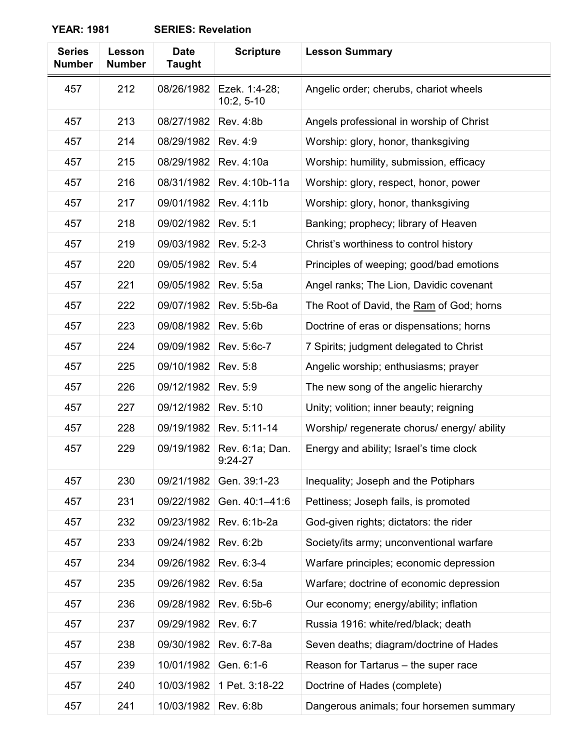**YEAR: 1981 SERIES: Revelation**

| Series Number | Lesson Number | Date Taught | Scripture | Lesson Summary |
|---|---|---|---|---|
| 457 | 212 | 08/26/1982 | Ezek. 1:4-28; 10:2, 5-10 | Angelic order; cherubs, chariot wheels |
| 457 | 213 | 08/27/1982 | Rev. 4:8b | Angels professional in worship of Christ |
| 457 | 214 | 08/29/1982 | Rev. 4:9 | Worship: glory, honor, thanksgiving |
| 457 | 215 | 08/29/1982 | Rev. 4:10a | Worship: humility, submission, efficacy |
| 457 | 216 | 08/31/1982 | Rev. 4:10b-11a | Worship: glory, respect, honor, power |
| 457 | 217 | 09/01/1982 | Rev. 4:11b | Worship: glory, honor, thanksgiving |
| 457 | 218 | 09/02/1982 | Rev. 5:1 | Banking; prophecy; library of Heaven |
| 457 | 219 | 09/03/1982 | Rev. 5:2-3 | Christ's worthiness to control history |
| 457 | 220 | 09/05/1982 | Rev. 5:4 | Principles of weeping; good/bad emotions |
| 457 | 221 | 09/05/1982 | Rev. 5:5a | Angel ranks; The Lion, Davidic covenant |
| 457 | 222 | 09/07/1982 | Rev. 5:5b-6a | The Root of David, the <u>Ram</u> of God; horns |
| 457 | 223 | 09/08/1982 | Rev. 5:6b | Doctrine of eras or dispensations; horns |
| 457 | 224 | 09/09/1982 | Rev. 5:6c-7 | 7 Spirits; judgment delegated to Christ |
| 457 | 225 | 09/10/1982 | Rev. 5:8 | Angelic worship; enthusiasms; prayer |
| 457 | 226 | 09/12/1982 | Rev. 5:9 | The new song of the angelic hierarchy |
| 457 | 227 | 09/12/1982 | Rev. 5:10 | Unity; volition; inner beauty; reigning |
| 457 | 228 | 09/19/1982 | Rev. 5:11-14 | Worship/ regenerate chorus/ energy/ ability |
| 457 | 229 | 09/19/1982 | Rev. 6:1a; Dan. 9:24-27 | Energy and ability; Israel's time clock |
| 457 | 230 | 09/21/1982 | Gen. 39:1-23 | Inequality; Joseph and the Potiphars |
| 457 | 231 | 09/22/1982 | Gen. 40:1–41:6 | Pettiness; Joseph fails, is promoted |
| 457 | 232 | 09/23/1982 | Rev. 6:1b-2a | God-given rights; dictators: the rider |
| 457 | 233 | 09/24/1982 | Rev. 6:2b | Society/its army; unconventional warfare |
| 457 | 234 | 09/26/1982 | Rev. 6:3-4 | Warfare principles; economic depression |
| 457 | 235 | 09/26/1982 | Rev. 6:5a | Warfare; doctrine of economic depression |
| 457 | 236 | 09/28/1982 | Rev. 6:5b-6 | Our economy; energy/ability; inflation |
| 457 | 237 | 09/29/1982 | Rev. 6:7 | Russia 1916: white/red/black; death |
| 457 | 238 | 09/30/1982 | Rev. 6:7-8a | Seven deaths; diagram/doctrine of Hades |
| 457 | 239 | 10/01/1982 | Gen. 6:1-6 | Reason for Tartarus – the super race |
| 457 | 240 | 10/03/1982 | 1 Pet. 3:18-22 | Doctrine of Hades (complete) |
| 457 | 241 | 10/03/1982 | Rev. 6:8b | Dangerous animals; four horsemen summary |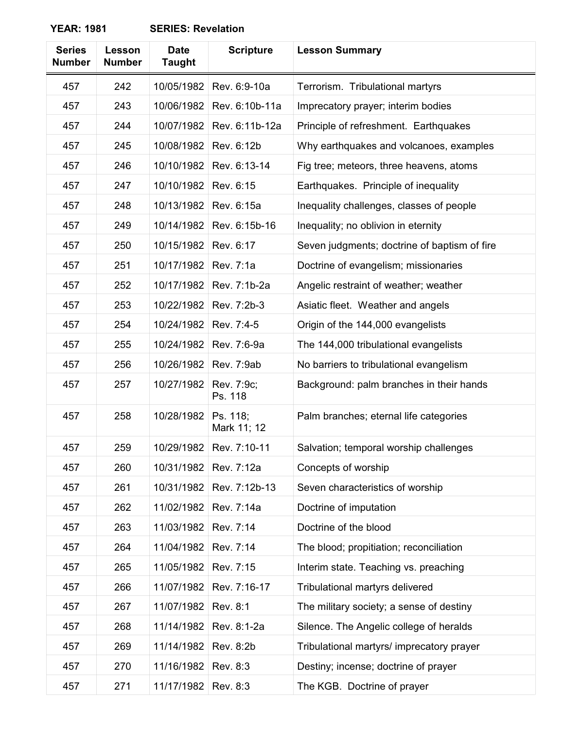**YEAR: 1981 SERIES: Revelation**

| Series Number | Lesson Number | Date Taught | Scripture | Lesson Summary |
|---|---|---|---|---|
| 457 | 242 | 10/05/1982 | Rev. 6:9-10a | Terrorism. Tribulational martyrs |
| 457 | 243 | 10/06/1982 | Rev. 6:10b-11a | Imprecatory prayer; interim bodies |
| 457 | 244 | 10/07/1982 | Rev. 6:11b-12a | Principle of refreshment. Earthquakes |
| 457 | 245 | 10/08/1982 | Rev. 6:12b | Why earthquakes and volcanoes, examples |
| 457 | 246 | 10/10/1982 | Rev. 6:13-14 | Fig tree; meteors, three heavens, atoms |
| 457 | 247 | 10/10/1982 | Rev. 6:15 | Earthquakes. Principle of inequality |
| 457 | 248 | 10/13/1982 | Rev. 6:15a | Inequality challenges, classes of people |
| 457 | 249 | 10/14/1982 | Rev. 6:15b-16 | Inequality; no oblivion in eternity |
| 457 | 250 | 10/15/1982 | Rev. 6:17 | Seven judgments; doctrine of baptism of fire |
| 457 | 251 | 10/17/1982 | Rev. 7:1a | Doctrine of evangelism; missionaries |
| 457 | 252 | 10/17/1982 | Rev. 7:1b-2a | Angelic restraint of weather; weather |
| 457 | 253 | 10/22/1982 | Rev. 7:2b-3 | Asiatic fleet. Weather and angels |
| 457 | 254 | 10/24/1982 | Rev. 7:4-5 | Origin of the 144,000 evangelists |
| 457 | 255 | 10/24/1982 | Rev. 7:6-9a | The 144,000 tribulational evangelists |
| 457 | 256 | 10/26/1982 | Rev. 7:9ab | No barriers to tribulational evangelism |
| 457 | 257 | 10/27/1982 | Rev. 7:9c; Ps. 118 | Background: palm branches in their hands |
| 457 | 258 | 10/28/1982 | Ps. 118; Mark 11; 12 | Palm branches; eternal life categories |
| 457 | 259 | 10/29/1982 | Rev. 7:10-11 | Salvation; temporal worship challenges |
| 457 | 260 | 10/31/1982 | Rev. 7:12a | Concepts of worship |
| 457 | 261 | 10/31/1982 | Rev. 7:12b-13 | Seven characteristics of worship |
| 457 | 262 | 11/02/1982 | Rev. 7:14a | Doctrine of imputation |
| 457 | 263 | 11/03/1982 | Rev. 7:14 | Doctrine of the blood |
| 457 | 264 | 11/04/1982 | Rev. 7:14 | The blood; propitiation; reconciliation |
| 457 | 265 | 11/05/1982 | Rev. 7:15 | Interim state. Teaching vs. preaching |
| 457 | 266 | 11/07/1982 | Rev. 7:16-17 | Tribulational martyrs delivered |
| 457 | 267 | 11/07/1982 | Rev. 8:1 | The military society; a sense of destiny |
| 457 | 268 | 11/14/1982 | Rev. 8:1-2a | Silence. The Angelic college of heralds |
| 457 | 269 | 11/14/1982 | Rev. 8:2b | Tribulational martyrs/ imprecatory prayer |
| 457 | 270 | 11/16/1982 | Rev. 8:3 | Destiny; incense; doctrine of prayer |
| 457 | 271 | 11/17/1982 | Rev. 8:3 | The KGB. Doctrine of prayer |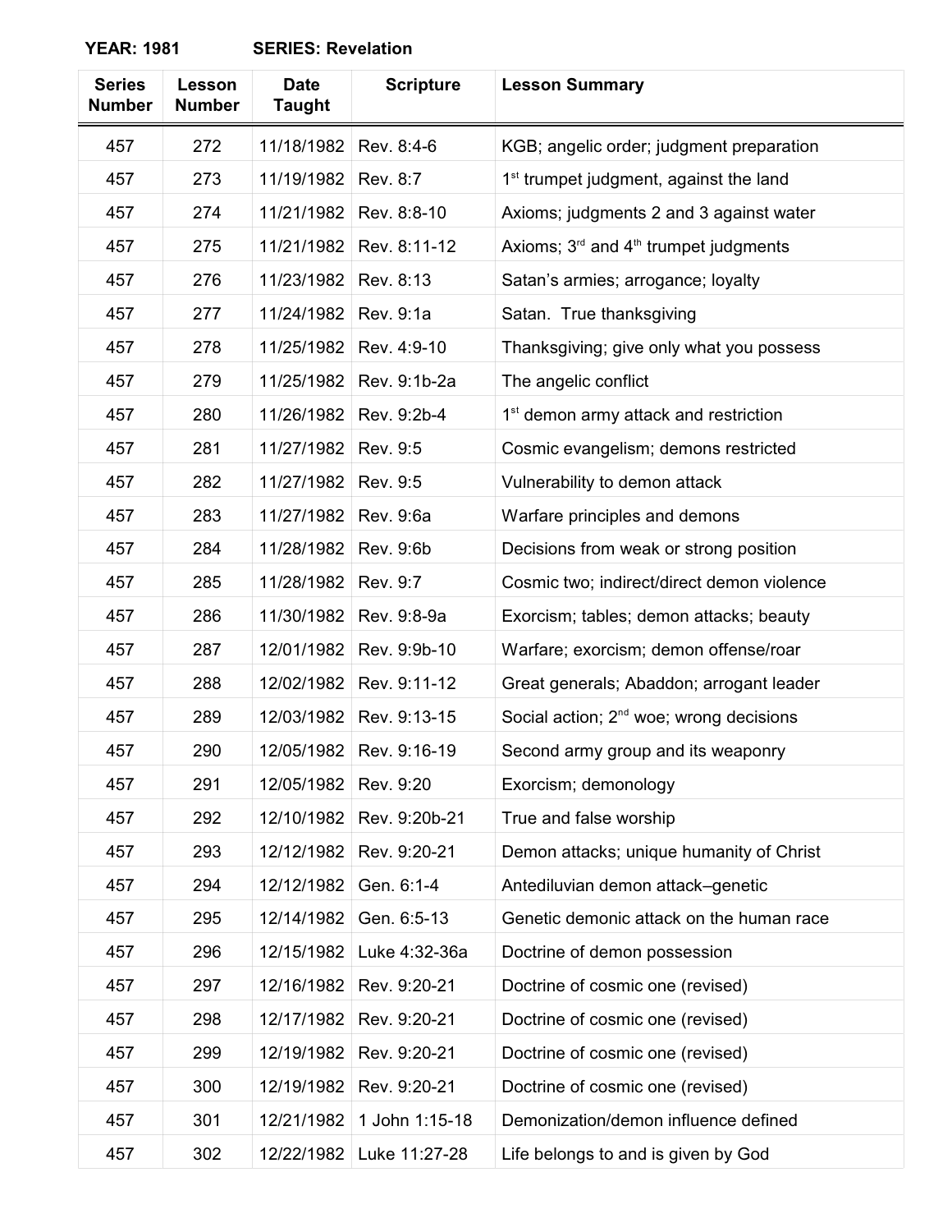**YEAR: 1981** **SERIES: Revelation**

| Series Number | Lesson Number | Date Taught | Scripture | Lesson Summary |
|---|---|---|---|---|
| 457 | 272 | 11/18/1982 | Rev. 8:4-6 | KGB; angelic order; judgment preparation |
| 457 | 273 | 11/19/1982 | Rev. 8:7 | 1st trumpet judgment, against the land |
| 457 | 274 | 11/21/1982 | Rev. 8:8-10 | Axioms; judgments 2 and 3 against water |
| 457 | 275 | 11/21/1982 | Rev. 8:11-12 | Axioms; 3rd and 4th trumpet judgments |
| 457 | 276 | 11/23/1982 | Rev. 8:13 | Satan's armies; arrogance; loyalty |
| 457 | 277 | 11/24/1982 | Rev. 9:1a | Satan. True thanksgiving |
| 457 | 278 | 11/25/1982 | Rev. 4:9-10 | Thanksgiving; give only what you possess |
| 457 | 279 | 11/25/1982 | Rev. 9:1b-2a | The angelic conflict |
| 457 | 280 | 11/26/1982 | Rev. 9:2b-4 | 1st demon army attack and restriction |
| 457 | 281 | 11/27/1982 | Rev. 9:5 | Cosmic evangelism; demons restricted |
| 457 | 282 | 11/27/1982 | Rev. 9:5 | Vulnerability to demon attack |
| 457 | 283 | 11/27/1982 | Rev. 9:6a | Warfare principles and demons |
| 457 | 284 | 11/28/1982 | Rev. 9:6b | Decisions from weak or strong position |
| 457 | 285 | 11/28/1982 | Rev. 9:7 | Cosmic two; indirect/direct demon violence |
| 457 | 286 | 11/30/1982 | Rev. 9:8-9a | Exorcism; tables; demon attacks; beauty |
| 457 | 287 | 12/01/1982 | Rev. 9:9b-10 | Warfare; exorcism; demon offense/roar |
| 457 | 288 | 12/02/1982 | Rev. 9:11-12 | Great generals; Abaddon; arrogant leader |
| 457 | 289 | 12/03/1982 | Rev. 9:13-15 | Social action; 2nd woe; wrong decisions |
| 457 | 290 | 12/05/1982 | Rev. 9:16-19 | Second army group and its weaponry |
| 457 | 291 | 12/05/1982 | Rev. 9:20 | Exorcism; demonology |
| 457 | 292 | 12/10/1982 | Rev. 9:20b-21 | True and false worship |
| 457 | 293 | 12/12/1982 | Rev. 9:20-21 | Demon attacks; unique humanity of Christ |
| 457 | 294 | 12/12/1982 | Gen. 6:1-4 | Antediluvian demon attack–genetic |
| 457 | 295 | 12/14/1982 | Gen. 6:5-13 | Genetic demonic attack on the human race |
| 457 | 296 | 12/15/1982 | Luke 4:32-36a | Doctrine of demon possession |
| 457 | 297 | 12/16/1982 | Rev. 9:20-21 | Doctrine of cosmic one (revised) |
| 457 | 298 | 12/17/1982 | Rev. 9:20-21 | Doctrine of cosmic one (revised) |
| 457 | 299 | 12/19/1982 | Rev. 9:20-21 | Doctrine of cosmic one (revised) |
| 457 | 300 | 12/19/1982 | Rev. 9:20-21 | Doctrine of cosmic one (revised) |
| 457 | 301 | 12/21/1982 | 1 John 1:15-18 | Demonization/demon influence defined |
| 457 | 302 | 12/22/1982 | Luke 11:27-28 | Life belongs to and is given by God |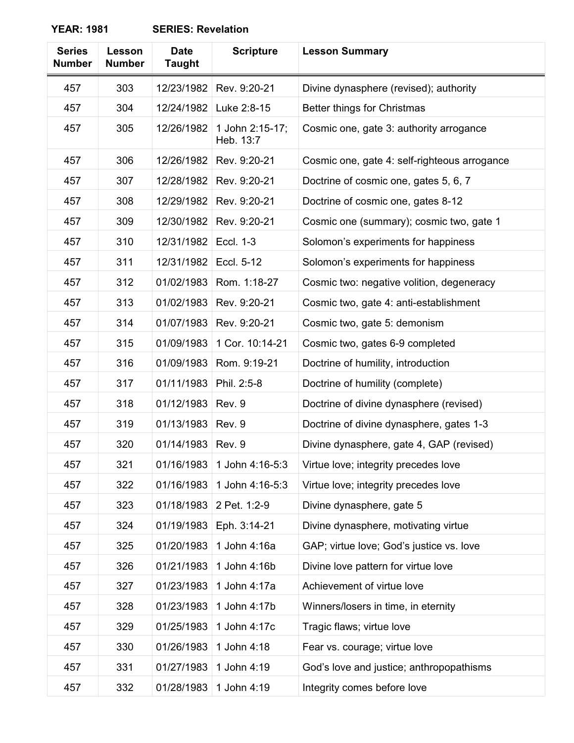**YEAR: 1981 SERIES: Revelation**

| Series Number | Lesson Number | Date Taught | Scripture | Lesson Summary |
|---|---|---|---|---|
| 457 | 303 | 12/23/1982 | Rev. 9:20-21 | Divine dynasphere (revised); authority |
| 457 | 304 | 12/24/1982 | Luke 2:8-15 | Better things for Christmas |
| 457 | 305 | 12/26/1982 | 1 John 2:15-17; Heb. 13:7 | Cosmic one, gate 3: authority arrogance |
| 457 | 306 | 12/26/1982 | Rev. 9:20-21 | Cosmic one, gate 4: self-righteous arrogance |
| 457 | 307 | 12/28/1982 | Rev. 9:20-21 | Doctrine of cosmic one, gates 5, 6, 7 |
| 457 | 308 | 12/29/1982 | Rev. 9:20-21 | Doctrine of cosmic one, gates 8-12 |
| 457 | 309 | 12/30/1982 | Rev. 9:20-21 | Cosmic one (summary); cosmic two, gate 1 |
| 457 | 310 | 12/31/1982 | Eccl. 1-3 | Solomon's experiments for happiness |
| 457 | 311 | 12/31/1982 | Eccl. 5-12 | Solomon's experiments for happiness |
| 457 | 312 | 01/02/1983 | Rom. 1:18-27 | Cosmic two: negative volition, degeneracy |
| 457 | 313 | 01/02/1983 | Rev. 9:20-21 | Cosmic two, gate 4: anti-establishment |
| 457 | 314 | 01/07/1983 | Rev. 9:20-21 | Cosmic two, gate 5: demonism |
| 457 | 315 | 01/09/1983 | 1 Cor. 10:14-21 | Cosmic two, gates 6-9 completed |
| 457 | 316 | 01/09/1983 | Rom. 9:19-21 | Doctrine of humility, introduction |
| 457 | 317 | 01/11/1983 | Phil. 2:5-8 | Doctrine of humility (complete) |
| 457 | 318 | 01/12/1983 | Rev. 9 | Doctrine of divine dynasphere (revised) |
| 457 | 319 | 01/13/1983 | Rev. 9 | Doctrine of divine dynasphere, gates 1-3 |
| 457 | 320 | 01/14/1983 | Rev. 9 | Divine dynasphere, gate 4, GAP (revised) |
| 457 | 321 | 01/16/1983 | 1 John 4:16-5:3 | Virtue love; integrity precedes love |
| 457 | 322 | 01/16/1983 | 1 John 4:16-5:3 | Virtue love; integrity precedes love |
| 457 | 323 | 01/18/1983 | 2 Pet. 1:2-9 | Divine dynasphere, gate 5 |
| 457 | 324 | 01/19/1983 | Eph. 3:14-21 | Divine dynasphere, motivating virtue |
| 457 | 325 | 01/20/1983 | 1 John 4:16a | GAP; virtue love; God's justice vs. love |
| 457 | 326 | 01/21/1983 | 1 John 4:16b | Divine love pattern for virtue love |
| 457 | 327 | 01/23/1983 | 1 John 4:17a | Achievement of virtue love |
| 457 | 328 | 01/23/1983 | 1 John 4:17b | Winners/losers in time, in eternity |
| 457 | 329 | 01/25/1983 | 1 John 4:17c | Tragic flaws; virtue love |
| 457 | 330 | 01/26/1983 | 1 John 4:18 | Fear vs. courage; virtue love |
| 457 | 331 | 01/27/1983 | 1 John 4:19 | God's love and justice; anthropopathisms |
| 457 | 332 | 01/28/1983 | 1 John 4:19 | Integrity comes before love |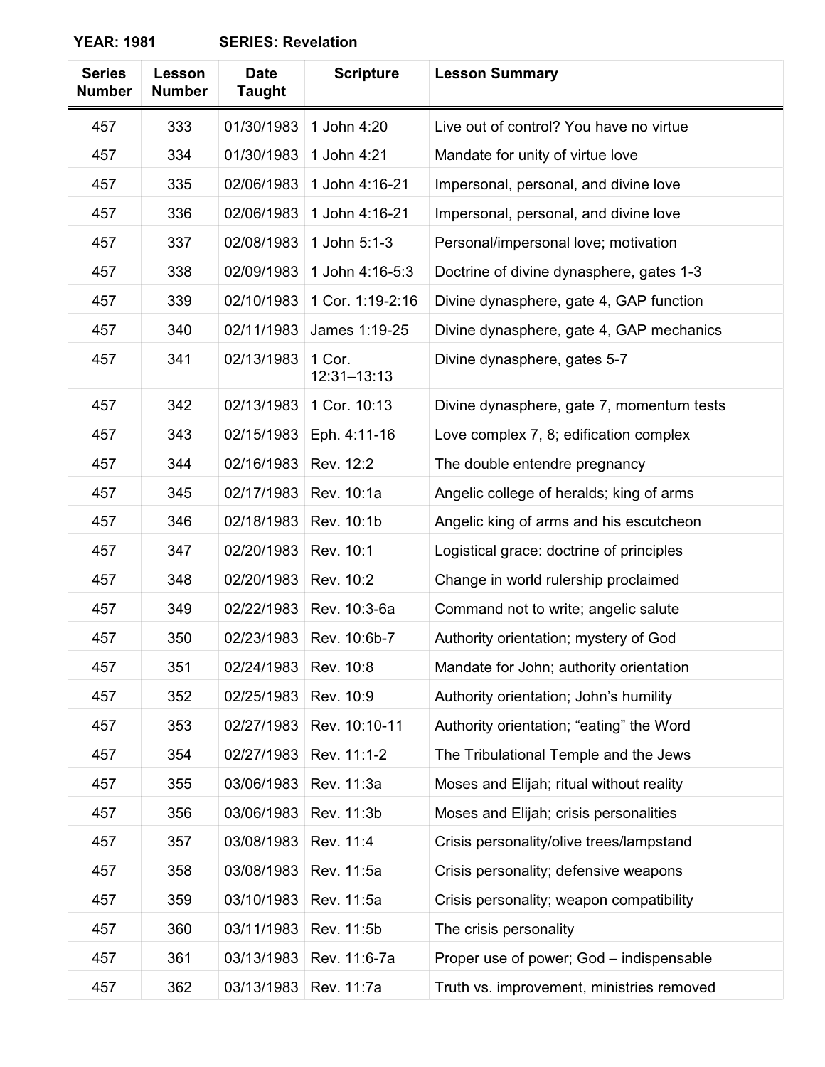**YEAR: 1981** **SERIES: Revelation**

| Series Number | Lesson Number | Date Taught | Scripture | Lesson Summary |
|---|---|---|---|---|
| 457 | 333 | 01/30/1983 | 1 John 4:20 | Live out of control? You have no virtue |
| 457 | 334 | 01/30/1983 | 1 John 4:21 | Mandate for unity of virtue love |
| 457 | 335 | 02/06/1983 | 1 John 4:16-21 | Impersonal, personal, and divine love |
| 457 | 336 | 02/06/1983 | 1 John 4:16-21 | Impersonal, personal, and divine love |
| 457 | 337 | 02/08/1983 | 1 John 5:1-3 | Personal/impersonal love; motivation |
| 457 | 338 | 02/09/1983 | 1 John 4:16-5:3 | Doctrine of divine dynasphere, gates 1-3 |
| 457 | 339 | 02/10/1983 | 1 Cor. 1:19-2:16 | Divine dynasphere, gate 4, GAP function |
| 457 | 340 | 02/11/1983 | James 1:19-25 | Divine dynasphere, gate 4, GAP mechanics |
| 457 | 341 | 02/13/1983 | 1 Cor. 12:31–13:13 | Divine dynasphere, gates 5-7 |
| 457 | 342 | 02/13/1983 | 1 Cor. 10:13 | Divine dynasphere, gate 7, momentum tests |
| 457 | 343 | 02/15/1983 | Eph. 4:11-16 | Love complex 7, 8; edification complex |
| 457 | 344 | 02/16/1983 | Rev. 12:2 | The double entendre pregnancy |
| 457 | 345 | 02/17/1983 | Rev. 10:1a | Angelic college of heralds; king of arms |
| 457 | 346 | 02/18/1983 | Rev. 10:1b | Angelic king of arms and his escutcheon |
| 457 | 347 | 02/20/1983 | Rev. 10:1 | Logistical grace: doctrine of principles |
| 457 | 348 | 02/20/1983 | Rev. 10:2 | Change in world rulership proclaimed |
| 457 | 349 | 02/22/1983 | Rev. 10:3-6a | Command not to write; angelic salute |
| 457 | 350 | 02/23/1983 | Rev. 10:6b-7 | Authority orientation; mystery of God |
| 457 | 351 | 02/24/1983 | Rev. 10:8 | Mandate for John; authority orientation |
| 457 | 352 | 02/25/1983 | Rev. 10:9 | Authority orientation; John's humility |
| 457 | 353 | 02/27/1983 | Rev. 10:10-11 | Authority orientation; "eating" the Word |
| 457 | 354 | 02/27/1983 | Rev. 11:1-2 | The Tribulational Temple and the Jews |
| 457 | 355 | 03/06/1983 | Rev. 11:3a | Moses and Elijah; ritual without reality |
| 457 | 356 | 03/06/1983 | Rev. 11:3b | Moses and Elijah; crisis personalities |
| 457 | 357 | 03/08/1983 | Rev. 11:4 | Crisis personality/olive trees/lampstand |
| 457 | 358 | 03/08/1983 | Rev. 11:5a | Crisis personality; defensive weapons |
| 457 | 359 | 03/10/1983 | Rev. 11:5a | Crisis personality; weapon compatibility |
| 457 | 360 | 03/11/1983 | Rev. 11:5b | The crisis personality |
| 457 | 361 | 03/13/1983 | Rev. 11:6-7a | Proper use of power; God – indispensable |
| 457 | 362 | 03/13/1983 | Rev. 11:7a | Truth vs. improvement, ministries removed |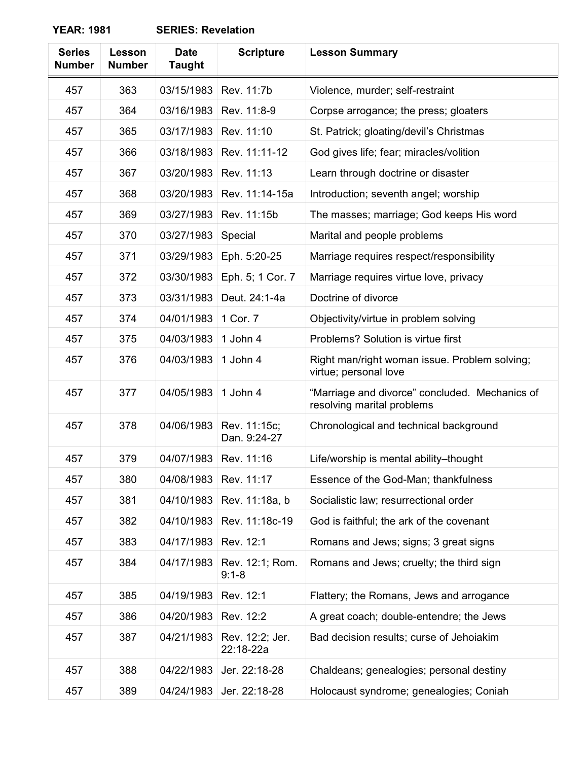**YEAR: 1981 SERIES: Revelation**

| Series Number | Lesson Number | Date Taught | Scripture | Lesson Summary |
|---|---|---|---|---|
| 457 | 363 | 03/15/1983 | Rev. 11:7b | Violence, murder; self-restraint |
| 457 | 364 | 03/16/1983 | Rev. 11:8-9 | Corpse arrogance; the press; gloaters |
| 457 | 365 | 03/17/1983 | Rev. 11:10 | St. Patrick; gloating/devil's Christmas |
| 457 | 366 | 03/18/1983 | Rev. 11:11-12 | God gives life; fear; miracles/volition |
| 457 | 367 | 03/20/1983 | Rev. 11:13 | Learn through doctrine or disaster |
| 457 | 368 | 03/20/1983 | Rev. 11:14-15a | Introduction; seventh angel; worship |
| 457 | 369 | 03/27/1983 | Rev. 11:15b | The masses; marriage; God keeps His word |
| 457 | 370 | 03/27/1983 | Special | Marital and people problems |
| 457 | 371 | 03/29/1983 | Eph. 5:20-25 | Marriage requires respect/responsibility |
| 457 | 372 | 03/30/1983 | Eph. 5; 1 Cor. 7 | Marriage requires virtue love, privacy |
| 457 | 373 | 03/31/1983 | Deut. 24:1-4a | Doctrine of divorce |
| 457 | 374 | 04/01/1983 | 1 Cor. 7 | Objectivity/virtue in problem solving |
| 457 | 375 | 04/03/1983 | 1 John 4 | Problems? Solution is virtue first |
| 457 | 376 | 04/03/1983 | 1 John 4 | Right man/right woman issue. Problem solving; virtue; personal love |
| 457 | 377 | 04/05/1983 | 1 John 4 | "Marriage and divorce" concluded. Mechanics of resolving marital problems |
| 457 | 378 | 04/06/1983 | Rev. 11:15c; Dan. 9:24-27 | Chronological and technical background |
| 457 | 379 | 04/07/1983 | Rev. 11:16 | Life/worship is mental ability–thought |
| 457 | 380 | 04/08/1983 | Rev. 11:17 | Essence of the God-Man; thankfulness |
| 457 | 381 | 04/10/1983 | Rev. 11:18a, b | Socialistic law; resurrectional order |
| 457 | 382 | 04/10/1983 | Rev. 11:18c-19 | God is faithful; the ark of the covenant |
| 457 | 383 | 04/17/1983 | Rev. 12:1 | Romans and Jews; signs; 3 great signs |
| 457 | 384 | 04/17/1983 | Rev. 12:1; Rom. 9:1-8 | Romans and Jews; cruelty; the third sign |
| 457 | 385 | 04/19/1983 | Rev. 12:1 | Flattery; the Romans, Jews and arrogance |
| 457 | 386 | 04/20/1983 | Rev. 12:2 | A great coach; double-entendre; the Jews |
| 457 | 387 | 04/21/1983 | Rev. 12:2; Jer. 22:18-22a | Bad decision results; curse of Jehoiakim |
| 457 | 388 | 04/22/1983 | Jer. 22:18-28 | Chaldeans; genealogies; personal destiny |
| 457 | 389 | 04/24/1983 | Jer. 22:18-28 | Holocaust syndrome; genealogies; Coniah |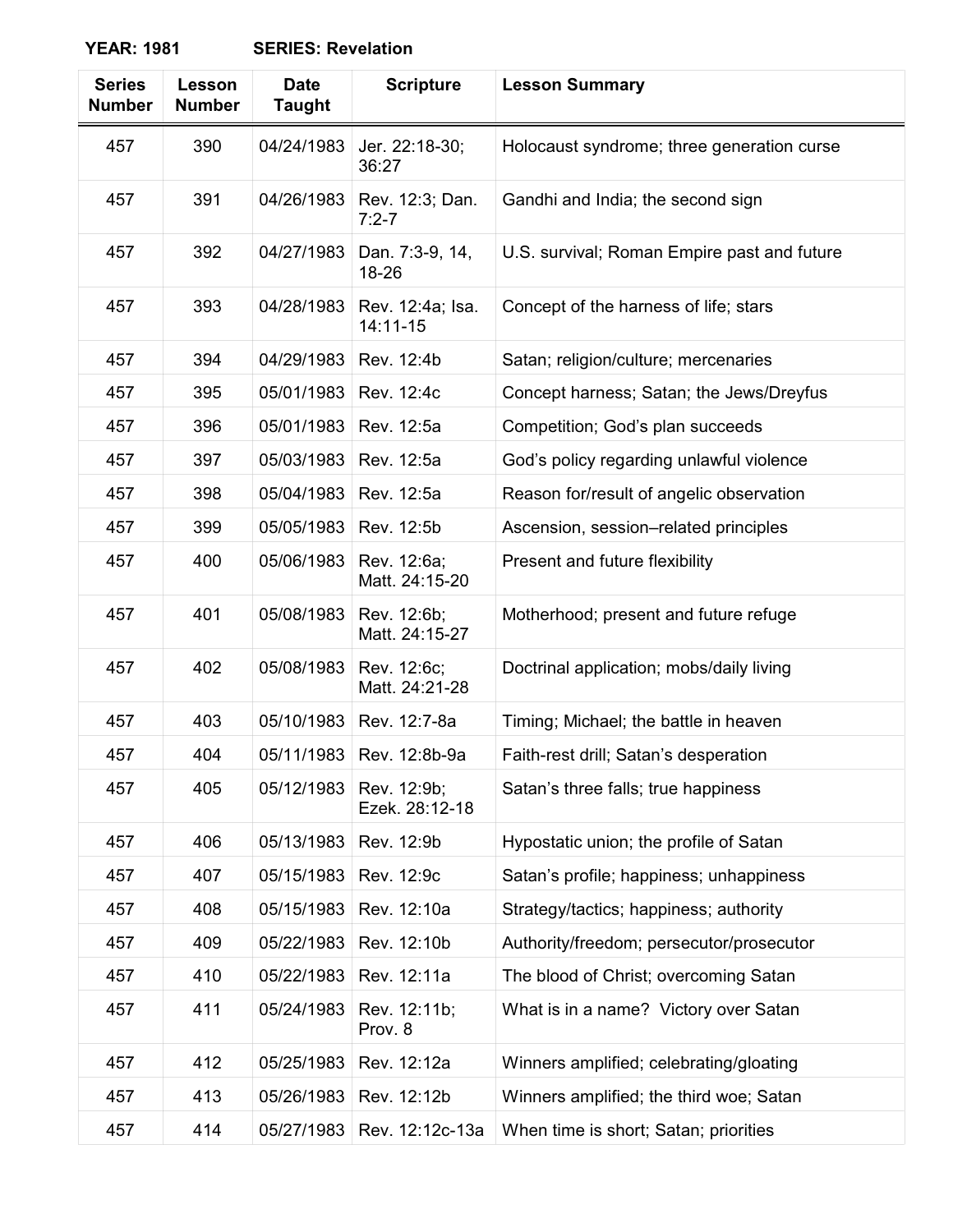**YEAR: 1981** **SERIES: Revelation**

| Series Number | Lesson Number | Date Taught | Scripture | Lesson Summary |
|---|---|---|---|---|
| 457 | 390 | 04/24/1983 | Jer. 22:18-30; 36:27 | Holocaust syndrome; three generation curse |
| 457 | 391 | 04/26/1983 | Rev. 12:3; Dan. 7:2-7 | Gandhi and India; the second sign |
| 457 | 392 | 04/27/1983 | Dan. 7:3-9, 14, 18-26 | U.S. survival; Roman Empire past and future |
| 457 | 393 | 04/28/1983 | Rev. 12:4a; Isa. 14:11-15 | Concept of the harness of life; stars |
| 457 | 394 | 04/29/1983 | Rev. 12:4b | Satan; religion/culture; mercenaries |
| 457 | 395 | 05/01/1983 | Rev. 12:4c | Concept harness; Satan; the Jews/Dreyfus |
| 457 | 396 | 05/01/1983 | Rev. 12:5a | Competition; God's plan succeeds |
| 457 | 397 | 05/03/1983 | Rev. 12:5a | God's policy regarding unlawful violence |
| 457 | 398 | 05/04/1983 | Rev. 12:5a | Reason for/result of angelic observation |
| 457 | 399 | 05/05/1983 | Rev. 12:5b | Ascension, session–related principles |
| 457 | 400 | 05/06/1983 | Rev. 12:6a; Matt. 24:15-20 | Present and future flexibility |
| 457 | 401 | 05/08/1983 | Rev. 12:6b; Matt. 24:15-27 | Motherhood; present and future refuge |
| 457 | 402 | 05/08/1983 | Rev. 12:6c; Matt. 24:21-28 | Doctrinal application; mobs/daily living |
| 457 | 403 | 05/10/1983 | Rev. 12:7-8a | Timing; Michael; the battle in heaven |
| 457 | 404 | 05/11/1983 | Rev. 12:8b-9a | Faith-rest drill; Satan's desperation |
| 457 | 405 | 05/12/1983 | Rev. 12:9b; Ezek. 28:12-18 | Satan's three falls; true happiness |
| 457 | 406 | 05/13/1983 | Rev. 12:9b | Hypostatic union; the profile of Satan |
| 457 | 407 | 05/15/1983 | Rev. 12:9c | Satan's profile; happiness; unhappiness |
| 457 | 408 | 05/15/1983 | Rev. 12:10a | Strategy/tactics; happiness; authority |
| 457 | 409 | 05/22/1983 | Rev. 12:10b | Authority/freedom; persecutor/prosecutor |
| 457 | 410 | 05/22/1983 | Rev. 12:11a | The blood of Christ; overcoming Satan |
| 457 | 411 | 05/24/1983 | Rev. 12:11b; Prov. 8 | What is in a name? Victory over Satan |
| 457 | 412 | 05/25/1983 | Rev. 12:12a | Winners amplified; celebrating/gloating |
| 457 | 413 | 05/26/1983 | Rev. 12:12b | Winners amplified; the third woe; Satan |
| 457 | 414 | 05/27/1983 | Rev. 12:12c-13a | When time is short; Satan; priorities |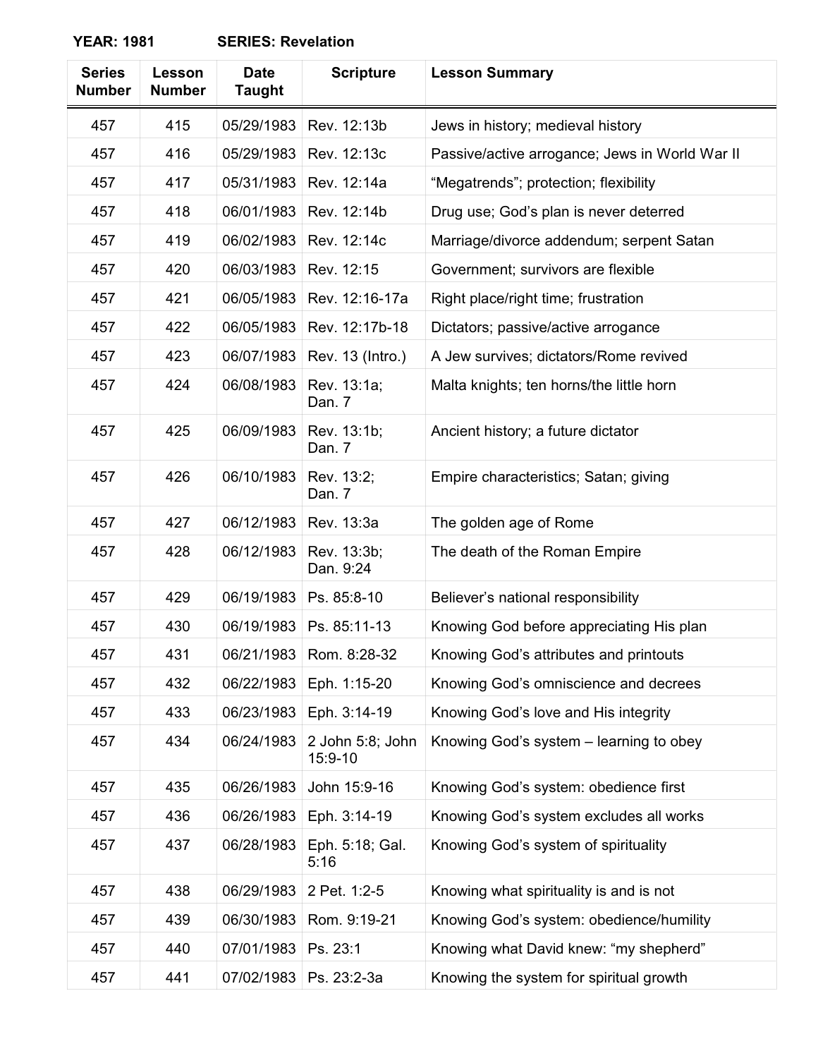**YEAR: 1981 SERIES: Revelation**

| Series Number | Lesson Number | Date Taught | Scripture | Lesson Summary |
|---|---|---|---|---|
| 457 | 415 | 05/29/1983 | Rev. 12:13b | Jews in history; medieval history |
| 457 | 416 | 05/29/1983 | Rev. 12:13c | Passive/active arrogance; Jews in World War II |
| 457 | 417 | 05/31/1983 | Rev. 12:14a | “Megatrends”; protection; flexibility |
| 457 | 418 | 06/01/1983 | Rev. 12:14b | Drug use; God’s plan is never deterred |
| 457 | 419 | 06/02/1983 | Rev. 12:14c | Marriage/divorce addendum; serpent Satan |
| 457 | 420 | 06/03/1983 | Rev. 12:15 | Government; survivors are flexible |
| 457 | 421 | 06/05/1983 | Rev. 12:16-17a | Right place/right time; frustration |
| 457 | 422 | 06/05/1983 | Rev. 12:17b-18 | Dictators; passive/active arrogance |
| 457 | 423 | 06/07/1983 | Rev. 13 (Intro.) | A Jew survives; dictators/Rome revived |
| 457 | 424 | 06/08/1983 | Rev. 13:1a; Dan. 7 | Malta knights; ten horns/the little horn |
| 457 | 425 | 06/09/1983 | Rev. 13:1b; Dan. 7 | Ancient history; a future dictator |
| 457 | 426 | 06/10/1983 | Rev. 13:2; Dan. 7 | Empire characteristics; Satan; giving |
| 457 | 427 | 06/12/1983 | Rev. 13:3a | The golden age of Rome |
| 457 | 428 | 06/12/1983 | Rev. 13:3b; Dan. 9:24 | The death of the Roman Empire |
| 457 | 429 | 06/19/1983 | Ps. 85:8-10 | Believer’s national responsibility |
| 457 | 430 | 06/19/1983 | Ps. 85:11-13 | Knowing God before appreciating His plan |
| 457 | 431 | 06/21/1983 | Rom. 8:28-32 | Knowing God’s attributes and printouts |
| 457 | 432 | 06/22/1983 | Eph. 1:15-20 | Knowing God’s omniscience and decrees |
| 457 | 433 | 06/23/1983 | Eph. 3:14-19 | Knowing God’s love and His integrity |
| 457 | 434 | 06/24/1983 | 2 John 5:8; John 15:9-10 | Knowing God’s system – learning to obey |
| 457 | 435 | 06/26/1983 | John 15:9-16 | Knowing God’s system: obedience first |
| 457 | 436 | 06/26/1983 | Eph. 3:14-19 | Knowing God’s system excludes all works |
| 457 | 437 | 06/28/1983 | Eph. 5:18; Gal. 5:16 | Knowing God’s system of spirituality |
| 457 | 438 | 06/29/1983 | 2 Pet. 1:2-5 | Knowing what spirituality is and is not |
| 457 | 439 | 06/30/1983 | Rom. 9:19-21 | Knowing God’s system: obedience/humility |
| 457 | 440 | 07/01/1983 | Ps. 23:1 | Knowing what David knew: “my shepherd” |
| 457 | 441 | 07/02/1983 | Ps. 23:2-3a | Knowing the system for spiritual growth |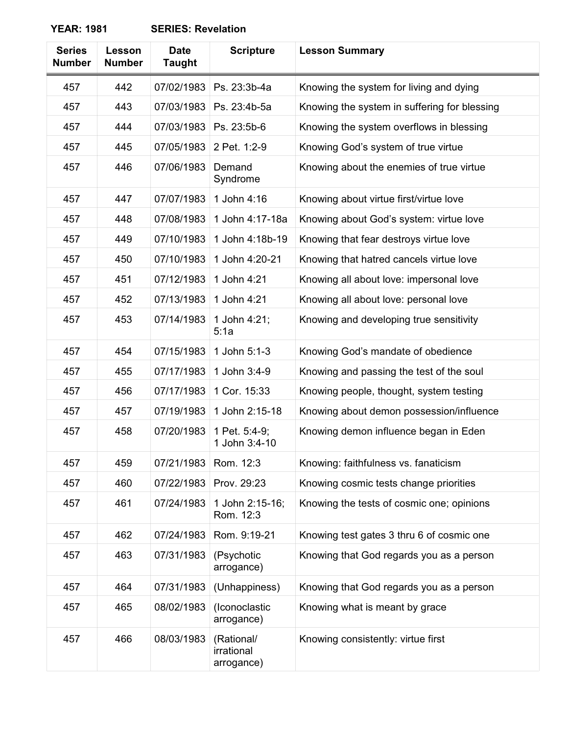**YEAR: 1981** **SERIES: Revelation**

| Series Number | Lesson Number | Date Taught | Scripture | Lesson Summary |
|---|---|---|---|---|
| 457 | 442 | 07/02/1983 | Ps. 23:3b-4a | Knowing the system for living and dying |
| 457 | 443 | 07/03/1983 | Ps. 23:4b-5a | Knowing the system in suffering for blessing |
| 457 | 444 | 07/03/1983 | Ps. 23:5b-6 | Knowing the system overflows in blessing |
| 457 | 445 | 07/05/1983 | 2 Pet. 1:2-9 | Knowing God's system of true virtue |
| 457 | 446 | 07/06/1983 | Demand Syndrome | Knowing about the enemies of true virtue |
| 457 | 447 | 07/07/1983 | 1 John 4:16 | Knowing about virtue first/virtue love |
| 457 | 448 | 07/08/1983 | 1 John 4:17-18a | Knowing about God's system: virtue love |
| 457 | 449 | 07/10/1983 | 1 John 4:18b-19 | Knowing that fear destroys virtue love |
| 457 | 450 | 07/10/1983 | 1 John 4:20-21 | Knowing that hatred cancels virtue love |
| 457 | 451 | 07/12/1983 | 1 John 4:21 | Knowing all about love: impersonal love |
| 457 | 452 | 07/13/1983 | 1 John 4:21 | Knowing all about love: personal love |
| 457 | 453 | 07/14/1983 | 1 John 4:21; 5:1a | Knowing and developing true sensitivity |
| 457 | 454 | 07/15/1983 | 1 John 5:1-3 | Knowing God's mandate of obedience |
| 457 | 455 | 07/17/1983 | 1 John 3:4-9 | Knowing and passing the test of the soul |
| 457 | 456 | 07/17/1983 | 1 Cor. 15:33 | Knowing people, thought, system testing |
| 457 | 457 | 07/19/1983 | 1 John 2:15-18 | Knowing about demon possession/influence |
| 457 | 458 | 07/20/1983 | 1 Pet. 5:4-9; 1 John 3:4-10 | Knowing demon influence began in Eden |
| 457 | 459 | 07/21/1983 | Rom. 12:3 | Knowing: faithfulness vs. fanaticism |
| 457 | 460 | 07/22/1983 | Prov. 29:23 | Knowing cosmic tests change priorities |
| 457 | 461 | 07/24/1983 | 1 John 2:15-16; Rom. 12:3 | Knowing the tests of cosmic one; opinions |
| 457 | 462 | 07/24/1983 | Rom. 9:19-21 | Knowing test gates 3 thru 6 of cosmic one |
| 457 | 463 | 07/31/1983 | (Psychotic arrogance) | Knowing that God regards you as a person |
| 457 | 464 | 07/31/1983 | (Unhappiness) | Knowing that God regards you as a person |
| 457 | 465 | 08/02/1983 | (Iconoclastic arrogance) | Knowing what is meant by grace |
| 457 | 466 | 08/03/1983 | (Rational/ irrational arrogance) | Knowing consistently: virtue first |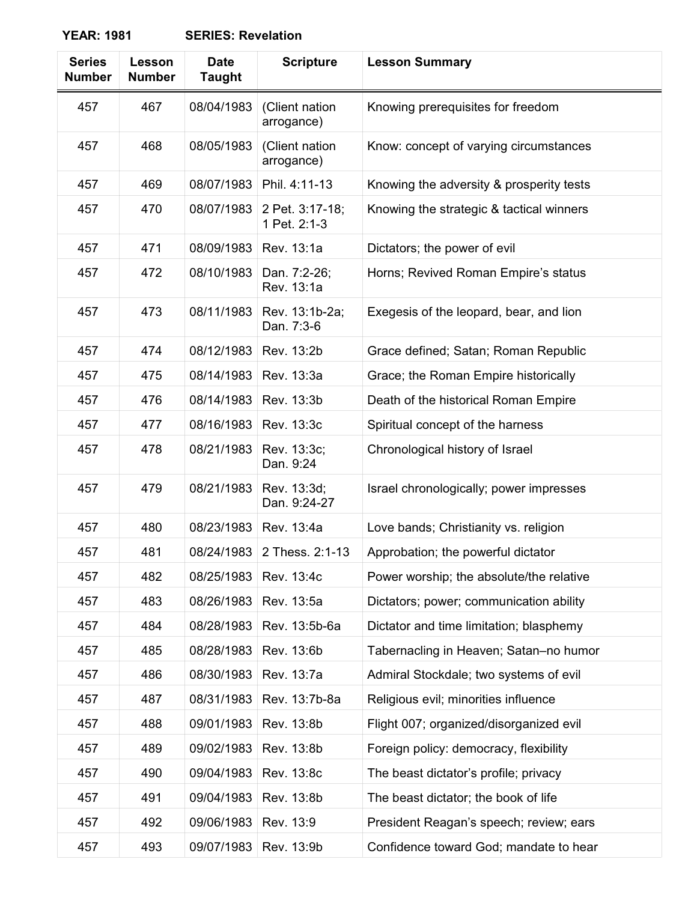**YEAR: 1981** **SERIES: Revelation**

| Series Number | Lesson Number | Date Taught | Scripture | Lesson Summary |
|---|---|---|---|---|
| 457 | 467 | 08/04/1983 | (Client nation arrogance) | Knowing prerequisites for freedom |
| 457 | 468 | 08/05/1983 | (Client nation arrogance) | Know: concept of varying circumstances |
| 457 | 469 | 08/07/1983 | Phil. 4:11-13 | Knowing the adversity & prosperity tests |
| 457 | 470 | 08/07/1983 | 2 Pet. 3:17-18; 1 Pet. 2:1-3 | Knowing the strategic & tactical winners |
| 457 | 471 | 08/09/1983 | Rev. 13:1a | Dictators; the power of evil |
| 457 | 472 | 08/10/1983 | Dan. 7:2-26; Rev. 13:1a | Horns; Revived Roman Empire's status |
| 457 | 473 | 08/11/1983 | Rev. 13:1b-2a; Dan. 7:3-6 | Exegesis of the leopard, bear, and lion |
| 457 | 474 | 08/12/1983 | Rev. 13:2b | Grace defined; Satan; Roman Republic |
| 457 | 475 | 08/14/1983 | Rev. 13:3a | Grace; the Roman Empire historically |
| 457 | 476 | 08/14/1983 | Rev. 13:3b | Death of the historical Roman Empire |
| 457 | 477 | 08/16/1983 | Rev. 13:3c | Spiritual concept of the harness |
| 457 | 478 | 08/21/1983 | Rev. 13:3c; Dan. 9:24 | Chronological history of Israel |
| 457 | 479 | 08/21/1983 | Rev. 13:3d; Dan. 9:24-27 | Israel chronologically; power impresses |
| 457 | 480 | 08/23/1983 | Rev. 13:4a | Love bands; Christianity vs. religion |
| 457 | 481 | 08/24/1983 | 2 Thess. 2:1-13 | Approbation; the powerful dictator |
| 457 | 482 | 08/25/1983 | Rev. 13:4c | Power worship; the absolute/the relative |
| 457 | 483 | 08/26/1983 | Rev. 13:5a | Dictators; power; communication ability |
| 457 | 484 | 08/28/1983 | Rev. 13:5b-6a | Dictator and time limitation; blasphemy |
| 457 | 485 | 08/28/1983 | Rev. 13:6b | Tabernacling in Heaven; Satan–no humor |
| 457 | 486 | 08/30/1983 | Rev. 13:7a | Admiral Stockdale; two systems of evil |
| 457 | 487 | 08/31/1983 | Rev. 13:7b-8a | Religious evil; minorities influence |
| 457 | 488 | 09/01/1983 | Rev. 13:8b | Flight 007; organized/disorganized evil |
| 457 | 489 | 09/02/1983 | Rev. 13:8b | Foreign policy: democracy, flexibility |
| 457 | 490 | 09/04/1983 | Rev. 13:8c | The beast dictator's profile; privacy |
| 457 | 491 | 09/04/1983 | Rev. 13:8b | The beast dictator; the book of life |
| 457 | 492 | 09/06/1983 | Rev. 13:9 | President Reagan's speech; review; ears |
| 457 | 493 | 09/07/1983 | Rev. 13:9b | Confidence toward God; mandate to hear |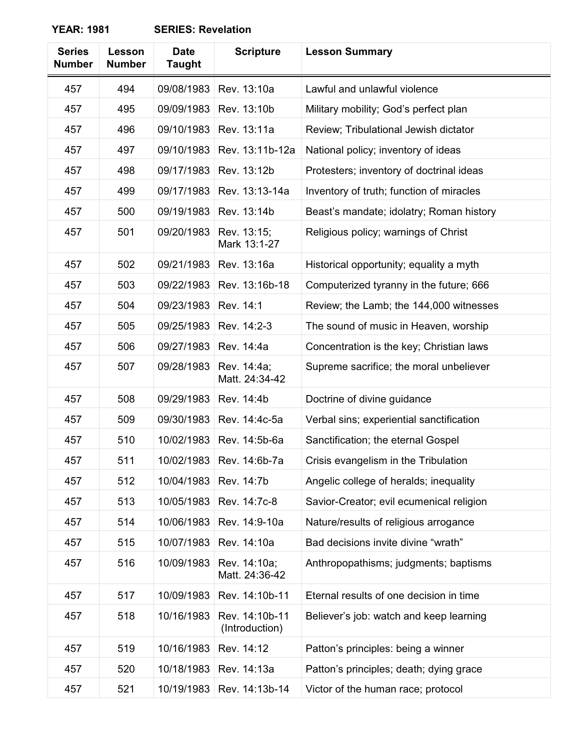**YEAR: 1981** **SERIES: Revelation**

| Series Number | Lesson Number | Date Taught | Scripture | Lesson Summary |
|---|---|---|---|---|
| 457 | 494 | 09/08/1983 | Rev. 13:10a | Lawful and unlawful violence |
| 457 | 495 | 09/09/1983 | Rev. 13:10b | Military mobility; God's perfect plan |
| 457 | 496 | 09/10/1983 | Rev. 13:11a | Review; Tribulational Jewish dictator |
| 457 | 497 | 09/10/1983 | Rev. 13:11b-12a | National policy; inventory of ideas |
| 457 | 498 | 09/17/1983 | Rev. 13:12b | Protesters; inventory of doctrinal ideas |
| 457 | 499 | 09/17/1983 | Rev. 13:13-14a | Inventory of truth; function of miracles |
| 457 | 500 | 09/19/1983 | Rev. 13:14b | Beast's mandate; idolatry; Roman history |
| 457 | 501 | 09/20/1983 | Rev. 13:15; Mark 13:1-27 | Religious policy; warnings of Christ |
| 457 | 502 | 09/21/1983 | Rev. 13:16a | Historical opportunity; equality a myth |
| 457 | 503 | 09/22/1983 | Rev. 13:16b-18 | Computerized tyranny in the future; 666 |
| 457 | 504 | 09/23/1983 | Rev. 14:1 | Review; the Lamb; the 144,000 witnesses |
| 457 | 505 | 09/25/1983 | Rev. 14:2-3 | The sound of music in Heaven, worship |
| 457 | 506 | 09/27/1983 | Rev. 14:4a | Concentration is the key; Christian laws |
| 457 | 507 | 09/28/1983 | Rev. 14:4a; Matt. 24:34-42 | Supreme sacrifice; the moral unbeliever |
| 457 | 508 | 09/29/1983 | Rev. 14:4b | Doctrine of divine guidance |
| 457 | 509 | 09/30/1983 | Rev. 14:4c-5a | Verbal sins; experiential sanctification |
| 457 | 510 | 10/02/1983 | Rev. 14:5b-6a | Sanctification; the eternal Gospel |
| 457 | 511 | 10/02/1983 | Rev. 14:6b-7a | Crisis evangelism in the Tribulation |
| 457 | 512 | 10/04/1983 | Rev. 14:7b | Angelic college of heralds; inequality |
| 457 | 513 | 10/05/1983 | Rev. 14:7c-8 | Savior-Creator; evil ecumenical religion |
| 457 | 514 | 10/06/1983 | Rev. 14:9-10a | Nature/results of religious arrogance |
| 457 | 515 | 10/07/1983 | Rev. 14:10a | Bad decisions invite divine "wrath" |
| 457 | 516 | 10/09/1983 | Rev. 14:10a; Matt. 24:36-42 | Anthropopathisms; judgments; baptisms |
| 457 | 517 | 10/09/1983 | Rev. 14:10b-11 | Eternal results of one decision in time |
| 457 | 518 | 10/16/1983 | Rev. 14:10b-11 (Introduction) | Believer's job: watch and keep learning |
| 457 | 519 | 10/16/1983 | Rev. 14:12 | Patton's principles: being a winner |
| 457 | 520 | 10/18/1983 | Rev. 14:13a | Patton's principles; death; dying grace |
| 457 | 521 | 10/19/1983 | Rev. 14:13b-14 | Victor of the human race; protocol |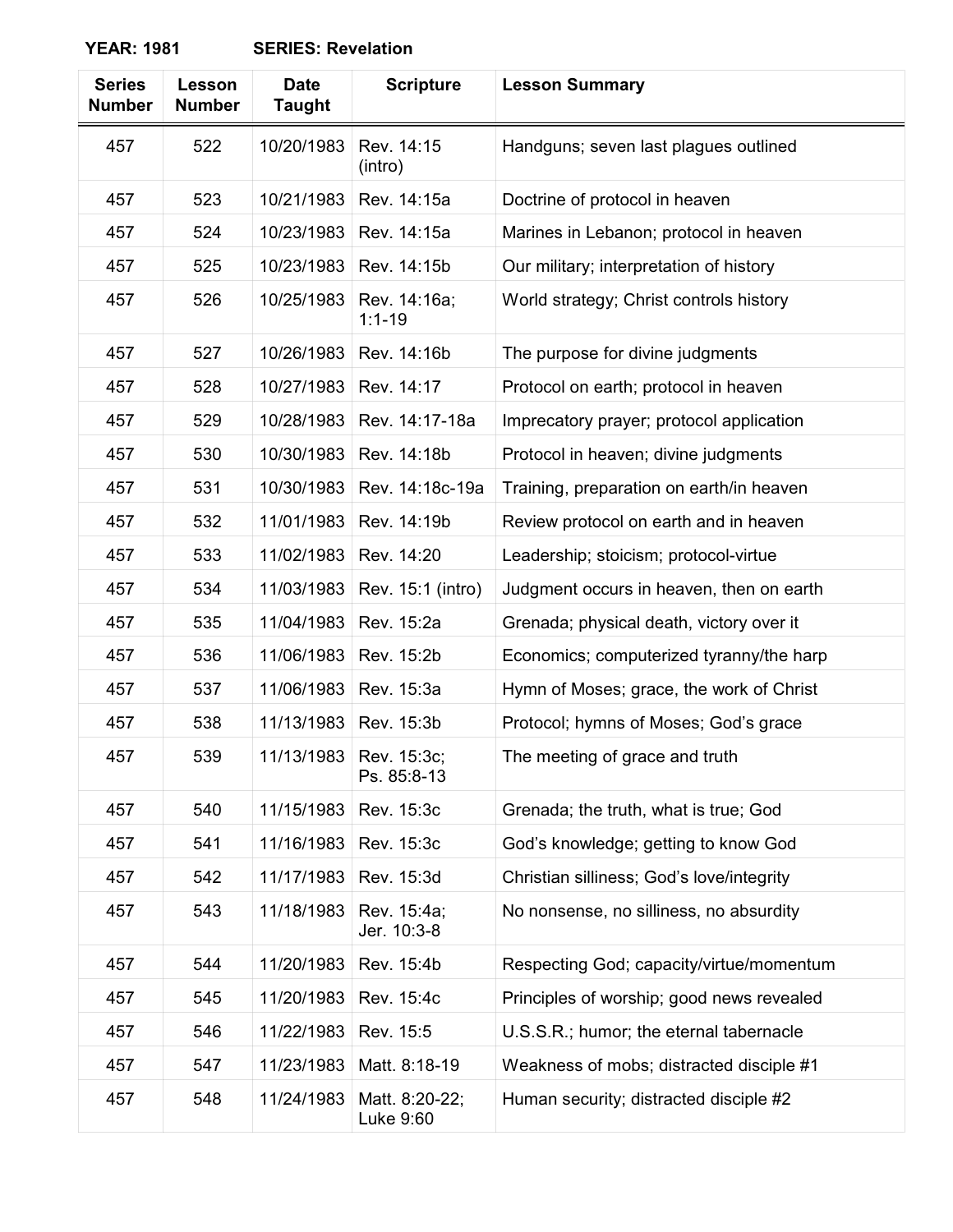**YEAR: 1981 SERIES: Revelation**

| Series Number | Lesson Number | Date Taught | Scripture | Lesson Summary |
|---|---|---|---|---|
| 457 | 522 | 10/20/1983 | Rev. 14:15 (intro) | Handguns; seven last plagues outlined |
| 457 | 523 | 10/21/1983 | Rev. 14:15a | Doctrine of protocol in heaven |
| 457 | 524 | 10/23/1983 | Rev. 14:15a | Marines in Lebanon; protocol in heaven |
| 457 | 525 | 10/23/1983 | Rev. 14:15b | Our military; interpretation of history |
| 457 | 526 | 10/25/1983 | Rev. 14:16a; 1:1-19 | World strategy; Christ controls history |
| 457 | 527 | 10/26/1983 | Rev. 14:16b | The purpose for divine judgments |
| 457 | 528 | 10/27/1983 | Rev. 14:17 | Protocol on earth; protocol in heaven |
| 457 | 529 | 10/28/1983 | Rev. 14:17-18a | Imprecatory prayer; protocol application |
| 457 | 530 | 10/30/1983 | Rev. 14:18b | Protocol in heaven; divine judgments |
| 457 | 531 | 10/30/1983 | Rev. 14:18c-19a | Training, preparation on earth/in heaven |
| 457 | 532 | 11/01/1983 | Rev. 14:19b | Review protocol on earth and in heaven |
| 457 | 533 | 11/02/1983 | Rev. 14:20 | Leadership; stoicism; protocol-virtue |
| 457 | 534 | 11/03/1983 | Rev. 15:1 (intro) | Judgment occurs in heaven, then on earth |
| 457 | 535 | 11/04/1983 | Rev. 15:2a | Grenada; physical death, victory over it |
| 457 | 536 | 11/06/1983 | Rev. 15:2b | Economics; computerized tyranny/the harp |
| 457 | 537 | 11/06/1983 | Rev. 15:3a | Hymn of Moses; grace, the work of Christ |
| 457 | 538 | 11/13/1983 | Rev. 15:3b | Protocol; hymns of Moses; God's grace |
| 457 | 539 | 11/13/1983 | Rev. 15:3c; Ps. 85:8-13 | The meeting of grace and truth |
| 457 | 540 | 11/15/1983 | Rev. 15:3c | Grenada; the truth, what is true; God |
| 457 | 541 | 11/16/1983 | Rev. 15:3c | God's knowledge; getting to know God |
| 457 | 542 | 11/17/1983 | Rev. 15:3d | Christian silliness; God's love/integrity |
| 457 | 543 | 11/18/1983 | Rev. 15:4a; Jer. 10:3-8 | No nonsense, no silliness, no absurdity |
| 457 | 544 | 11/20/1983 | Rev. 15:4b | Respecting God; capacity/virtue/momentum |
| 457 | 545 | 11/20/1983 | Rev. 15:4c | Principles of worship; good news revealed |
| 457 | 546 | 11/22/1983 | Rev. 15:5 | U.S.S.R.; humor; the eternal tabernacle |
| 457 | 547 | 11/23/1983 | Matt. 8:18-19 | Weakness of mobs; distracted disciple #1 |
| 457 | 548 | 11/24/1983 | Matt. 8:20-22; Luke 9:60 | Human security; distracted disciple #2 |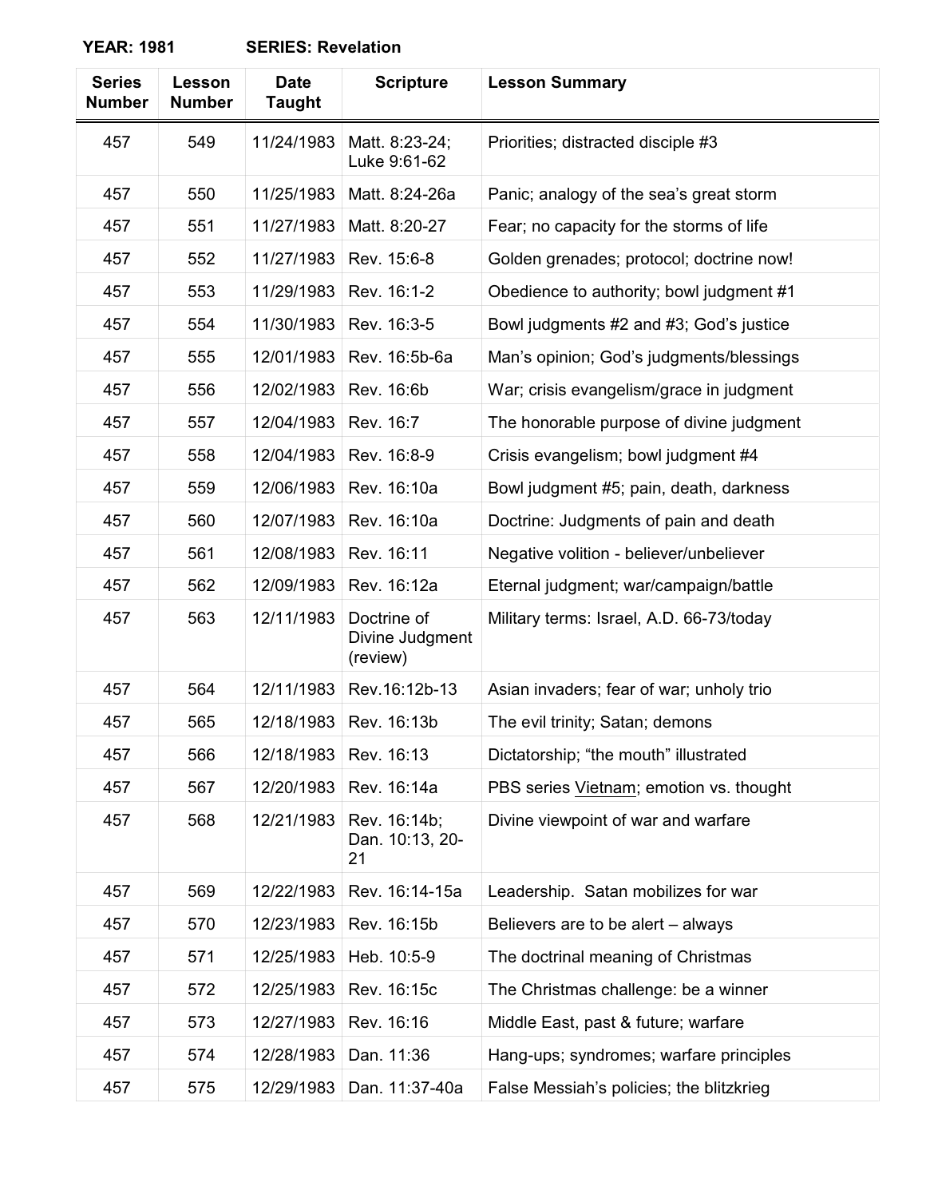**YEAR: 1981 SERIES: Revelation**

| Series Number | Lesson Number | Date Taught | Scripture | Lesson Summary |
|---|---|---|---|---|
| 457 | 549 | 11/24/1983 | Matt. 8:23-24; Luke 9:61-62 | Priorities; distracted disciple #3 |
| 457 | 550 | 11/25/1983 | Matt. 8:24-26a | Panic; analogy of the sea's great storm |
| 457 | 551 | 11/27/1983 | Matt. 8:20-27 | Fear; no capacity for the storms of life |
| 457 | 552 | 11/27/1983 | Rev. 15:6-8 | Golden grenades; protocol; doctrine now! |
| 457 | 553 | 11/29/1983 | Rev. 16:1-2 | Obedience to authority; bowl judgment #1 |
| 457 | 554 | 11/30/1983 | Rev. 16:3-5 | Bowl judgments #2 and #3; God's justice |
| 457 | 555 | 12/01/1983 | Rev. 16:5b-6a | Man's opinion; God's judgments/blessings |
| 457 | 556 | 12/02/1983 | Rev. 16:6b | War; crisis evangelism/grace in judgment |
| 457 | 557 | 12/04/1983 | Rev. 16:7 | The honorable purpose of divine judgment |
| 457 | 558 | 12/04/1983 | Rev. 16:8-9 | Crisis evangelism; bowl judgment #4 |
| 457 | 559 | 12/06/1983 | Rev. 16:10a | Bowl judgment #5; pain, death, darkness |
| 457 | 560 | 12/07/1983 | Rev. 16:10a | Doctrine: Judgments of pain and death |
| 457 | 561 | 12/08/1983 | Rev. 16:11 | Negative volition - believer/unbeliever |
| 457 | 562 | 12/09/1983 | Rev. 16:12a | Eternal judgment; war/campaign/battle |
| 457 | 563 | 12/11/1983 | Doctrine of Divine Judgment (review) | Military terms: Israel, A.D. 66-73/today |
| 457 | 564 | 12/11/1983 | Rev.16:12b-13 | Asian invaders; fear of war; unholy trio |
| 457 | 565 | 12/18/1983 | Rev. 16:13b | The evil trinity; Satan; demons |
| 457 | 566 | 12/18/1983 | Rev. 16:13 | Dictatorship; "the mouth" illustrated |
| 457 | 567 | 12/20/1983 | Rev. 16:14a | PBS series Vietnam; emotion vs. thought |
| 457 | 568 | 12/21/1983 | Rev. 16:14b; Dan. 10:13, 20-21 | Divine viewpoint of war and warfare |
| 457 | 569 | 12/22/1983 | Rev. 16:14-15a | Leadership. Satan mobilizes for war |
| 457 | 570 | 12/23/1983 | Rev. 16:15b | Believers are to be alert – always |
| 457 | 571 | 12/25/1983 | Heb. 10:5-9 | The doctrinal meaning of Christmas |
| 457 | 572 | 12/25/1983 | Rev. 16:15c | The Christmas challenge: be a winner |
| 457 | 573 | 12/27/1983 | Rev. 16:16 | Middle East, past & future; warfare |
| 457 | 574 | 12/28/1983 | Dan. 11:36 | Hang-ups; syndromes; warfare principles |
| 457 | 575 | 12/29/1983 | Dan. 11:37-40a | False Messiah's policies; the blitzkrieg |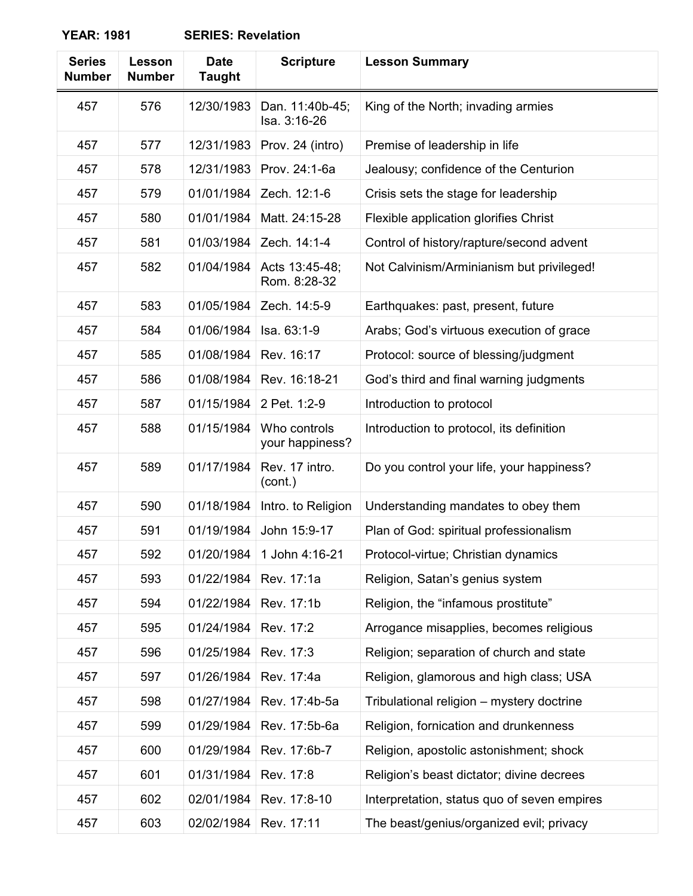**YEAR: 1981** **SERIES: Revelation**

| Series Number | Lesson Number | Date Taught | Scripture | Lesson Summary |
|---|---|---|---|---|
| 457 | 576 | 12/30/1983 | Dan. 11:40b-45; Isa. 3:16-26 | King of the North; invading armies |
| 457 | 577 | 12/31/1983 | Prov. 24 (intro) | Premise of leadership in life |
| 457 | 578 | 12/31/1983 | Prov. 24:1-6a | Jealousy; confidence of the Centurion |
| 457 | 579 | 01/01/1984 | Zech. 12:1-6 | Crisis sets the stage for leadership |
| 457 | 580 | 01/01/1984 | Matt. 24:15-28 | Flexible application glorifies Christ |
| 457 | 581 | 01/03/1984 | Zech. 14:1-4 | Control of history/rapture/second advent |
| 457 | 582 | 01/04/1984 | Acts 13:45-48; Rom. 8:28-32 | Not Calvinism/Arminianism but privileged! |
| 457 | 583 | 01/05/1984 | Zech. 14:5-9 | Earthquakes: past, present, future |
| 457 | 584 | 01/06/1984 | Isa. 63:1-9 | Arabs; God's virtuous execution of grace |
| 457 | 585 | 01/08/1984 | Rev. 16:17 | Protocol: source of blessing/judgment |
| 457 | 586 | 01/08/1984 | Rev. 16:18-21 | God's third and final warning judgments |
| 457 | 587 | 01/15/1984 | 2 Pet. 1:2-9 | Introduction to protocol |
| 457 | 588 | 01/15/1984 | Who controls your happiness? | Introduction to protocol, its definition |
| 457 | 589 | 01/17/1984 | Rev. 17 intro. (cont.) | Do you control your life, your happiness? |
| 457 | 590 | 01/18/1984 | Intro. to Religion | Understanding mandates to obey them |
| 457 | 591 | 01/19/1984 | John 15:9-17 | Plan of God: spiritual professionalism |
| 457 | 592 | 01/20/1984 | 1 John 4:16-21 | Protocol-virtue; Christian dynamics |
| 457 | 593 | 01/22/1984 | Rev. 17:1a | Religion, Satan's genius system |
| 457 | 594 | 01/22/1984 | Rev. 17:1b | Religion, the "infamous prostitute" |
| 457 | 595 | 01/24/1984 | Rev. 17:2 | Arrogance misapplies, becomes religious |
| 457 | 596 | 01/25/1984 | Rev. 17:3 | Religion; separation of church and state |
| 457 | 597 | 01/26/1984 | Rev. 17:4a | Religion, glamorous and high class; USA |
| 457 | 598 | 01/27/1984 | Rev. 17:4b-5a | Tribulational religion – mystery doctrine |
| 457 | 599 | 01/29/1984 | Rev. 17:5b-6a | Religion, fornication and drunkenness |
| 457 | 600 | 01/29/1984 | Rev. 17:6b-7 | Religion, apostolic astonishment; shock |
| 457 | 601 | 01/31/1984 | Rev. 17:8 | Religion's beast dictator; divine decrees |
| 457 | 602 | 02/01/1984 | Rev. 17:8-10 | Interpretation, status quo of seven empires |
| 457 | 603 | 02/02/1984 | Rev. 17:11 | The beast/genius/organized evil; privacy |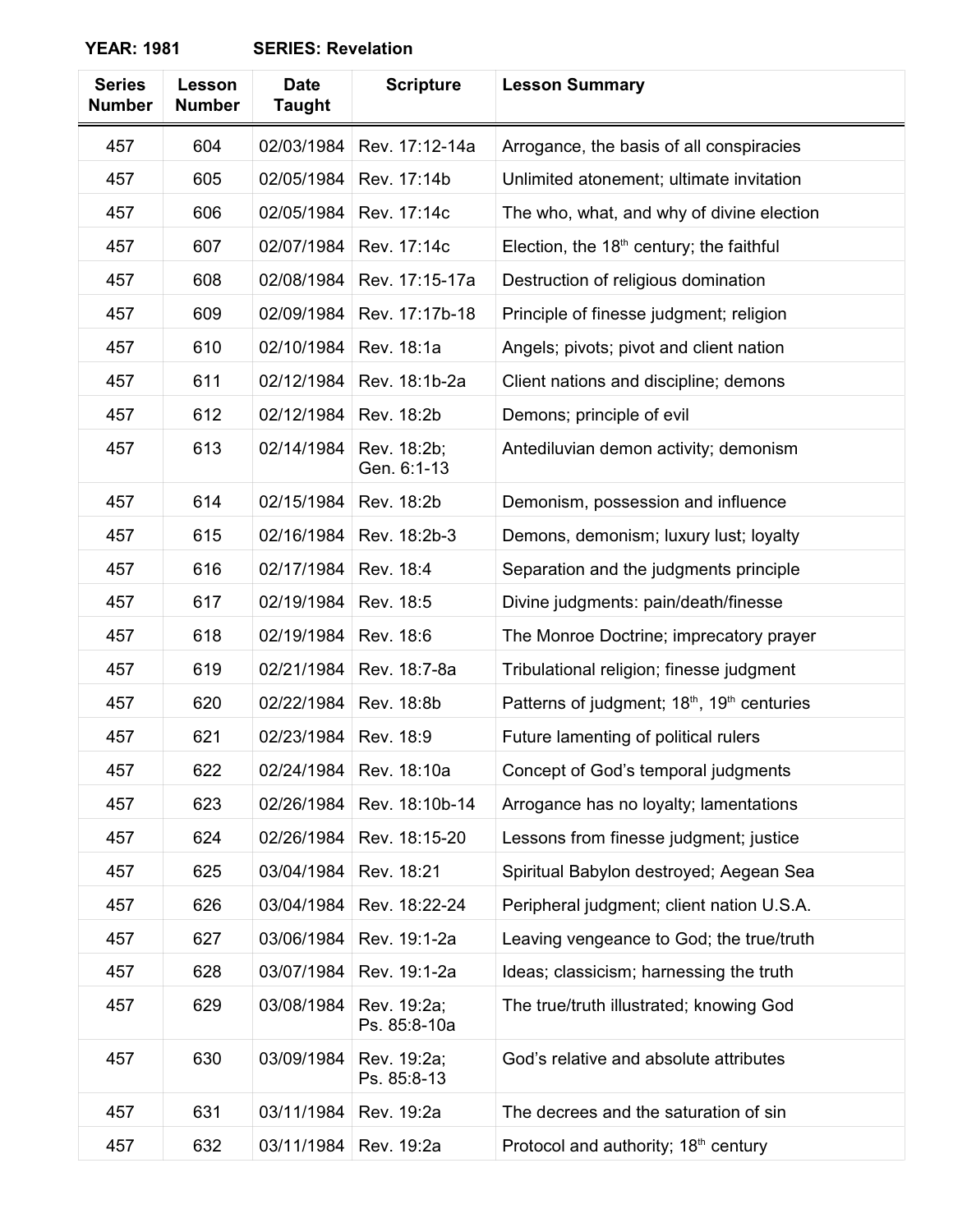**YEAR: 1981 SERIES: Revelation**

| Series Number | Lesson Number | Date Taught | Scripture | Lesson Summary |
|---|---|---|---|---|
| 457 | 604 | 02/03/1984 | Rev. 17:12-14a | Arrogance, the basis of all conspiracies |
| 457 | 605 | 02/05/1984 | Rev. 17:14b | Unlimited atonement; ultimate invitation |
| 457 | 606 | 02/05/1984 | Rev. 17:14c | The who, what, and why of divine election |
| 457 | 607 | 02/07/1984 | Rev. 17:14c | Election, the 18th century; the faithful |
| 457 | 608 | 02/08/1984 | Rev. 17:15-17a | Destruction of religious domination |
| 457 | 609 | 02/09/1984 | Rev. 17:17b-18 | Principle of finesse judgment; religion |
| 457 | 610 | 02/10/1984 | Rev. 18:1a | Angels; pivots; pivot and client nation |
| 457 | 611 | 02/12/1984 | Rev. 18:1b-2a | Client nations and discipline; demons |
| 457 | 612 | 02/12/1984 | Rev. 18:2b | Demons; principle of evil |
| 457 | 613 | 02/14/1984 | Rev. 18:2b; Gen. 6:1-13 | Antediluvian demon activity; demonism |
| 457 | 614 | 02/15/1984 | Rev. 18:2b | Demonism, possession and influence |
| 457 | 615 | 02/16/1984 | Rev. 18:2b-3 | Demons, demonism; luxury lust; loyalty |
| 457 | 616 | 02/17/1984 | Rev. 18:4 | Separation and the judgments principle |
| 457 | 617 | 02/19/1984 | Rev. 18:5 | Divine judgments: pain/death/finesse |
| 457 | 618 | 02/19/1984 | Rev. 18:6 | The Monroe Doctrine; imprecatory prayer |
| 457 | 619 | 02/21/1984 | Rev. 18:7-8a | Tribulational religion; finesse judgment |
| 457 | 620 | 02/22/1984 | Rev. 18:8b | Patterns of judgment; 18th, 19th centuries |
| 457 | 621 | 02/23/1984 | Rev. 18:9 | Future lamenting of political rulers |
| 457 | 622 | 02/24/1984 | Rev. 18:10a | Concept of God's temporal judgments |
| 457 | 623 | 02/26/1984 | Rev. 18:10b-14 | Arrogance has no loyalty; lamentations |
| 457 | 624 | 02/26/1984 | Rev. 18:15-20 | Lessons from finesse judgment; justice |
| 457 | 625 | 03/04/1984 | Rev. 18:21 | Spiritual Babylon destroyed; Aegean Sea |
| 457 | 626 | 03/04/1984 | Rev. 18:22-24 | Peripheral judgment; client nation U.S.A. |
| 457 | 627 | 03/06/1984 | Rev. 19:1-2a | Leaving vengeance to God; the true/truth |
| 457 | 628 | 03/07/1984 | Rev. 19:1-2a | Ideas; classicism; harnessing the truth |
| 457 | 629 | 03/08/1984 | Rev. 19:2a; Ps. 85:8-10a | The true/truth illustrated; knowing God |
| 457 | 630 | 03/09/1984 | Rev. 19:2a; Ps. 85:8-13 | God's relative and absolute attributes |
| 457 | 631 | 03/11/1984 | Rev. 19:2a | The decrees and the saturation of sin |
| 457 | 632 | 03/11/1984 | Rev. 19:2a | Protocol and authority; 18th century |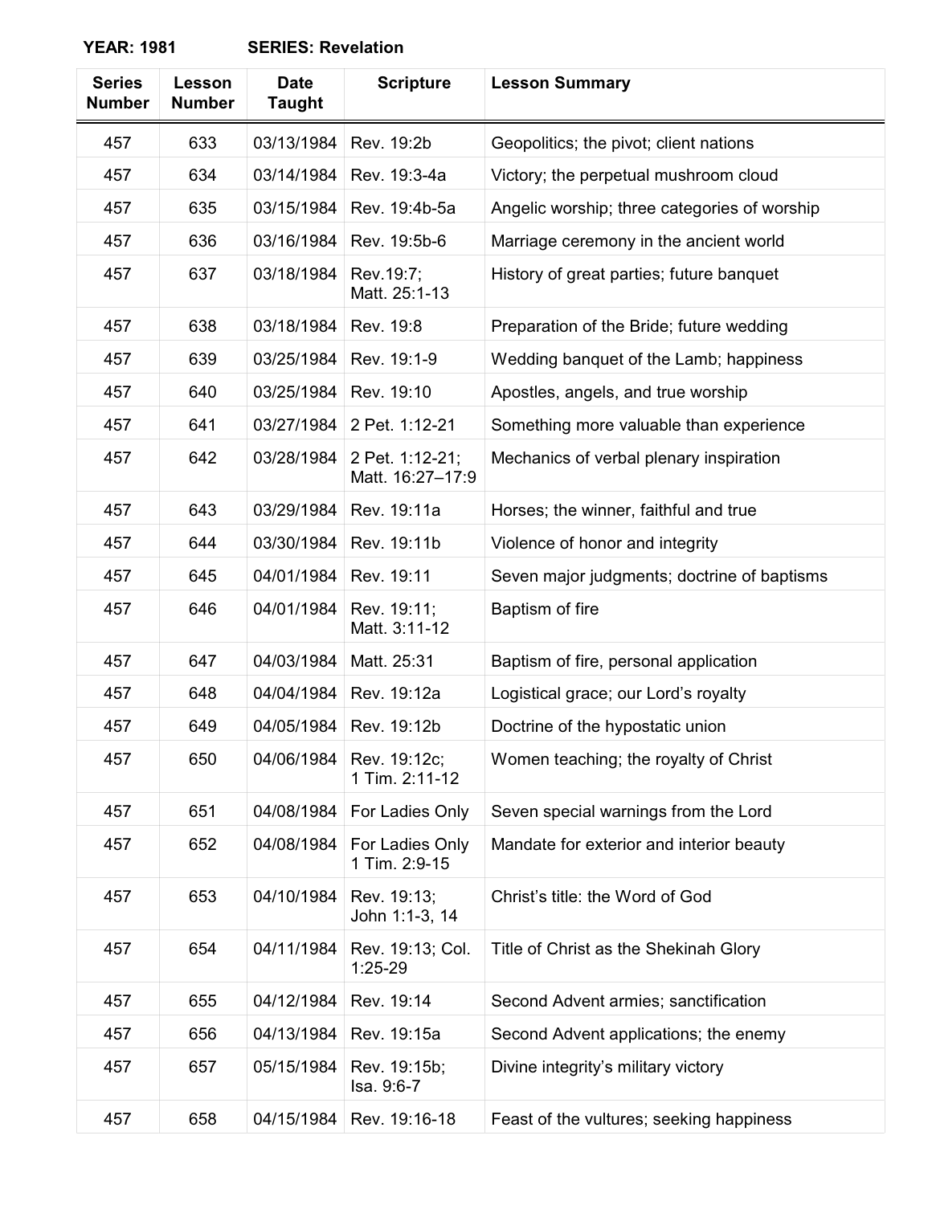**YEAR: 1981 SERIES: Revelation**

| Series Number | Lesson Number | Date Taught | Scripture | Lesson Summary |
|---|---|---|---|---|
| 457 | 633 | 03/13/1984 | Rev. 19:2b | Geopolitics; the pivot; client nations |
| 457 | 634 | 03/14/1984 | Rev. 19:3-4a | Victory; the perpetual mushroom cloud |
| 457 | 635 | 03/15/1984 | Rev. 19:4b-5a | Angelic worship; three categories of worship |
| 457 | 636 | 03/16/1984 | Rev. 19:5b-6 | Marriage ceremony in the ancient world |
| 457 | 637 | 03/18/1984 | Rev.19:7; Matt. 25:1-13 | History of great parties; future banquet |
| 457 | 638 | 03/18/1984 | Rev. 19:8 | Preparation of the Bride; future wedding |
| 457 | 639 | 03/25/1984 | Rev. 19:1-9 | Wedding banquet of the Lamb; happiness |
| 457 | 640 | 03/25/1984 | Rev. 19:10 | Apostles, angels, and true worship |
| 457 | 641 | 03/27/1984 | 2 Pet. 1:12-21 | Something more valuable than experience |
| 457 | 642 | 03/28/1984 | 2 Pet. 1:12-21; Matt. 16:27–17:9 | Mechanics of verbal plenary inspiration |
| 457 | 643 | 03/29/1984 | Rev. 19:11a | Horses; the winner, faithful and true |
| 457 | 644 | 03/30/1984 | Rev. 19:11b | Violence of honor and integrity |
| 457 | 645 | 04/01/1984 | Rev. 19:11 | Seven major judgments; doctrine of baptisms |
| 457 | 646 | 04/01/1984 | Rev. 19:11; Matt. 3:11-12 | Baptism of fire |
| 457 | 647 | 04/03/1984 | Matt. 25:31 | Baptism of fire, personal application |
| 457 | 648 | 04/04/1984 | Rev. 19:12a | Logistical grace; our Lord's royalty |
| 457 | 649 | 04/05/1984 | Rev. 19:12b | Doctrine of the hypostatic union |
| 457 | 650 | 04/06/1984 | Rev. 19:12c; 1 Tim. 2:11-12 | Women teaching; the royalty of Christ |
| 457 | 651 | 04/08/1984 | For Ladies Only | Seven special warnings from the Lord |
| 457 | 652 | 04/08/1984 | For Ladies Only 1 Tim. 2:9-15 | Mandate for exterior and interior beauty |
| 457 | 653 | 04/10/1984 | Rev. 19:13; John 1:1-3, 14 | Christ's title: the Word of God |
| 457 | 654 | 04/11/1984 | Rev. 19:13; Col. 1:25-29 | Title of Christ as the Shekinah Glory |
| 457 | 655 | 04/12/1984 | Rev. 19:14 | Second Advent armies; sanctification |
| 457 | 656 | 04/13/1984 | Rev. 19:15a | Second Advent applications; the enemy |
| 457 | 657 | 05/15/1984 | Rev. 19:15b; Isa. 9:6-7 | Divine integrity's military victory |
| 457 | 658 | 04/15/1984 | Rev. 19:16-18 | Feast of the vultures; seeking happiness |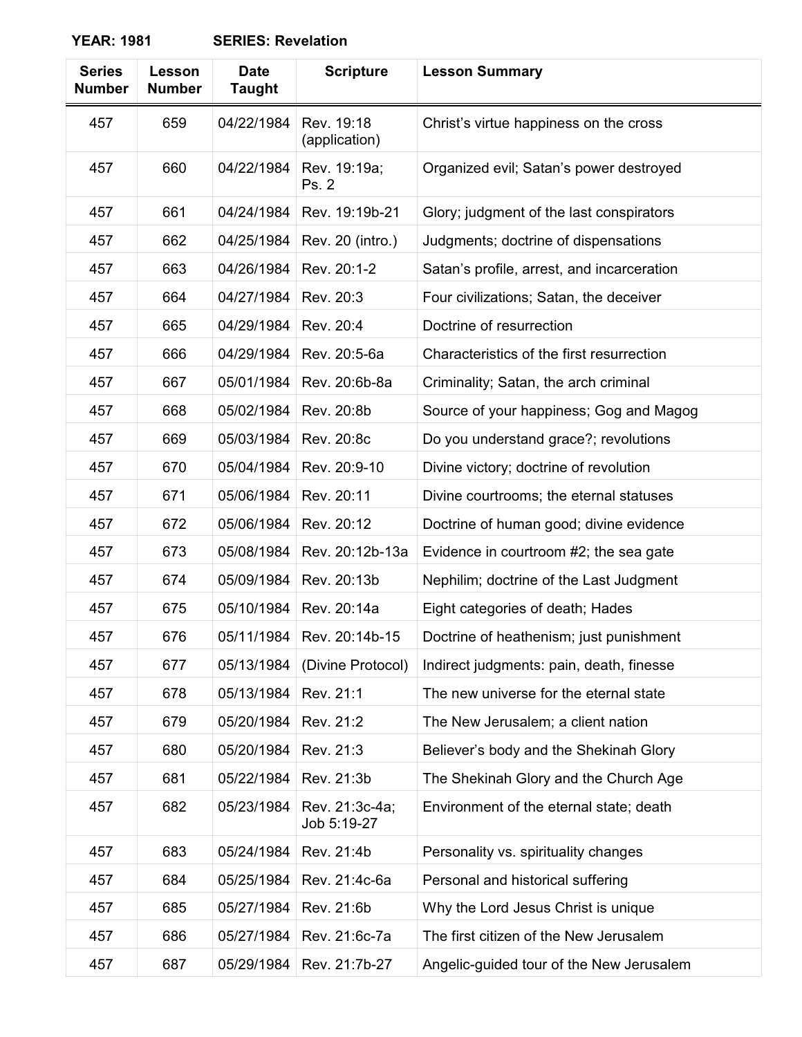**YEAR: 1981 SERIES: Revelation**

| Series Number | Lesson Number | Date Taught | Scripture | Lesson Summary |
|---|---|---|---|---|
| 457 | 659 | 04/22/1984 | Rev. 19:18 (application) | Christ's virtue happiness on the cross |
| 457 | 660 | 04/22/1984 | Rev. 19:19a; Ps. 2 | Organized evil; Satan's power destroyed |
| 457 | 661 | 04/24/1984 | Rev. 19:19b-21 | Glory; judgment of the last conspirators |
| 457 | 662 | 04/25/1984 | Rev. 20 (intro.) | Judgments; doctrine of dispensations |
| 457 | 663 | 04/26/1984 | Rev. 20:1-2 | Satan's profile, arrest, and incarceration |
| 457 | 664 | 04/27/1984 | Rev. 20:3 | Four civilizations; Satan, the deceiver |
| 457 | 665 | 04/29/1984 | Rev. 20:4 | Doctrine of resurrection |
| 457 | 666 | 04/29/1984 | Rev. 20:5-6a | Characteristics of the first resurrection |
| 457 | 667 | 05/01/1984 | Rev. 20:6b-8a | Criminality; Satan, the arch criminal |
| 457 | 668 | 05/02/1984 | Rev. 20:8b | Source of your happiness; Gog and Magog |
| 457 | 669 | 05/03/1984 | Rev. 20:8c | Do you understand grace?; revolutions |
| 457 | 670 | 05/04/1984 | Rev. 20:9-10 | Divine victory; doctrine of revolution |
| 457 | 671 | 05/06/1984 | Rev. 20:11 | Divine courtrooms; the eternal statuses |
| 457 | 672 | 05/06/1984 | Rev. 20:12 | Doctrine of human good; divine evidence |
| 457 | 673 | 05/08/1984 | Rev. 20:12b-13a | Evidence in courtroom #2; the sea gate |
| 457 | 674 | 05/09/1984 | Rev. 20:13b | Nephilim; doctrine of the Last Judgment |
| 457 | 675 | 05/10/1984 | Rev. 20:14a | Eight categories of death; Hades |
| 457 | 676 | 05/11/1984 | Rev. 20:14b-15 | Doctrine of heathenism; just punishment |
| 457 | 677 | 05/13/1984 | (Divine Protocol) | Indirect judgments: pain, death, finesse |
| 457 | 678 | 05/13/1984 | Rev. 21:1 | The new universe for the eternal state |
| 457 | 679 | 05/20/1984 | Rev. 21:2 | The New Jerusalem; a client nation |
| 457 | 680 | 05/20/1984 | Rev. 21:3 | Believer's body and the Shekinah Glory |
| 457 | 681 | 05/22/1984 | Rev. 21:3b | The Shekinah Glory and the Church Age |
| 457 | 682 | 05/23/1984 | Rev. 21:3c-4a; Job 5:19-27 | Environment of the eternal state; death |
| 457 | 683 | 05/24/1984 | Rev. 21:4b | Personality vs. spirituality changes |
| 457 | 684 | 05/25/1984 | Rev. 21:4c-6a | Personal and historical suffering |
| 457 | 685 | 05/27/1984 | Rev. 21:6b | Why the Lord Jesus Christ is unique |
| 457 | 686 | 05/27/1984 | Rev. 21:6c-7a | The first citizen of the New Jerusalem |
| 457 | 687 | 05/29/1984 | Rev. 21:7b-27 | Angelic-guided tour of the New Jerusalem |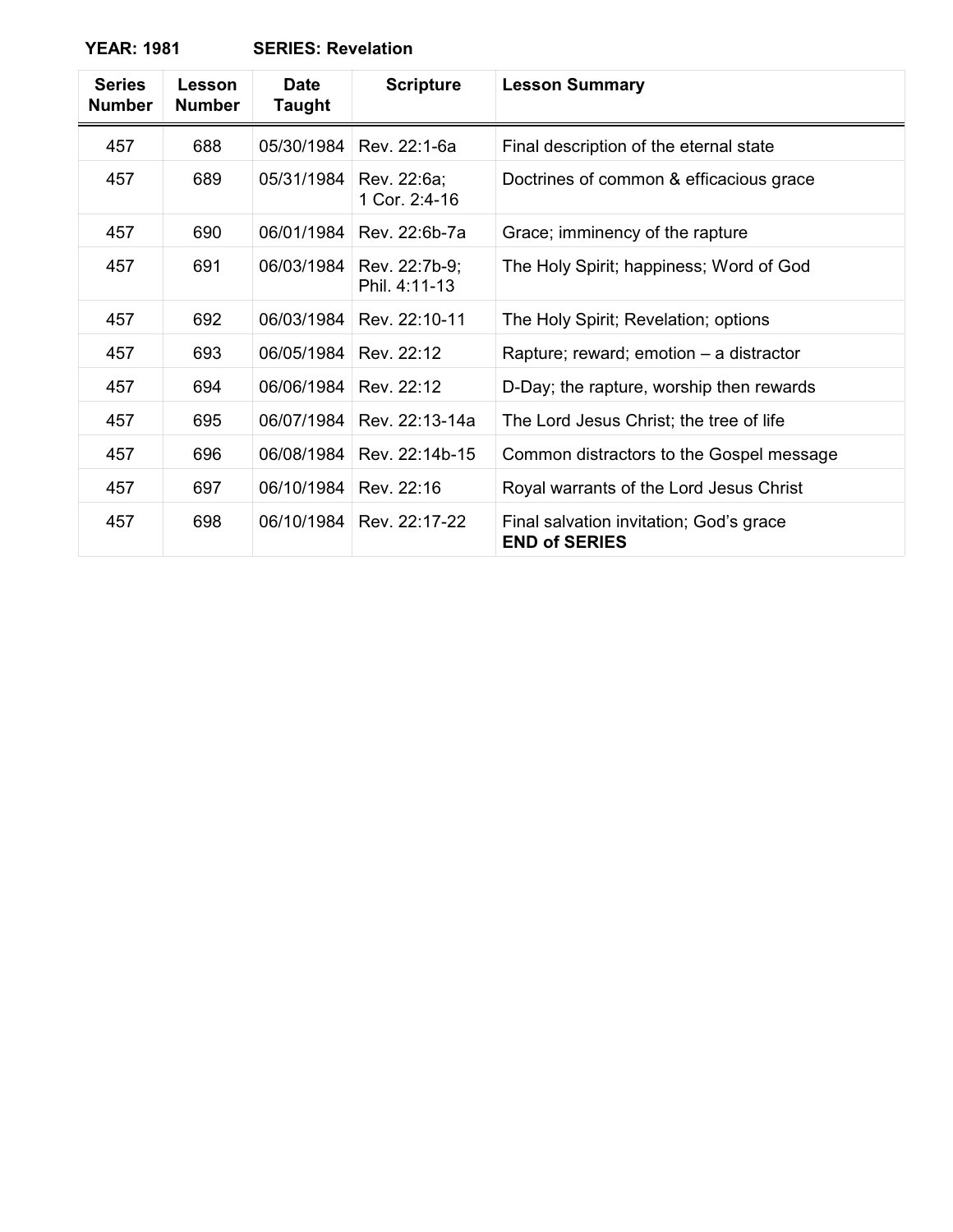**YEAR: 1981** **SERIES: Revelation**

| Series Number | Lesson Number | Date Taught | Scripture | Lesson Summary |
|---|---|---|---|---|
| 457 | 688 | 05/30/1984 | Rev. 22:1-6a | Final description of the eternal state |
| 457 | 689 | 05/31/1984 | Rev. 22:6a; 1 Cor. 2:4-16 | Doctrines of common & efficacious grace |
| 457 | 690 | 06/01/1984 | Rev. 22:6b-7a | Grace; imminency of the rapture |
| 457 | 691 | 06/03/1984 | Rev. 22:7b-9; Phil. 4:11-13 | The Holy Spirit; happiness; Word of God |
| 457 | 692 | 06/03/1984 | Rev. 22:10-11 | The Holy Spirit; Revelation; options |
| 457 | 693 | 06/05/1984 | Rev. 22:12 | Rapture; reward; emotion – a distractor |
| 457 | 694 | 06/06/1984 | Rev. 22:12 | D-Day; the rapture, worship then rewards |
| 457 | 695 | 06/07/1984 | Rev. 22:13-14a | The Lord Jesus Christ; the tree of life |
| 457 | 696 | 06/08/1984 | Rev. 22:14b-15 | Common distractors to the Gospel message |
| 457 | 697 | 06/10/1984 | Rev. 22:16 | Royal warrants of the Lord Jesus Christ |
| 457 | 698 | 06/10/1984 | Rev. 22:17-22 | Final salvation invitation; God's grace **END of SERIES** |